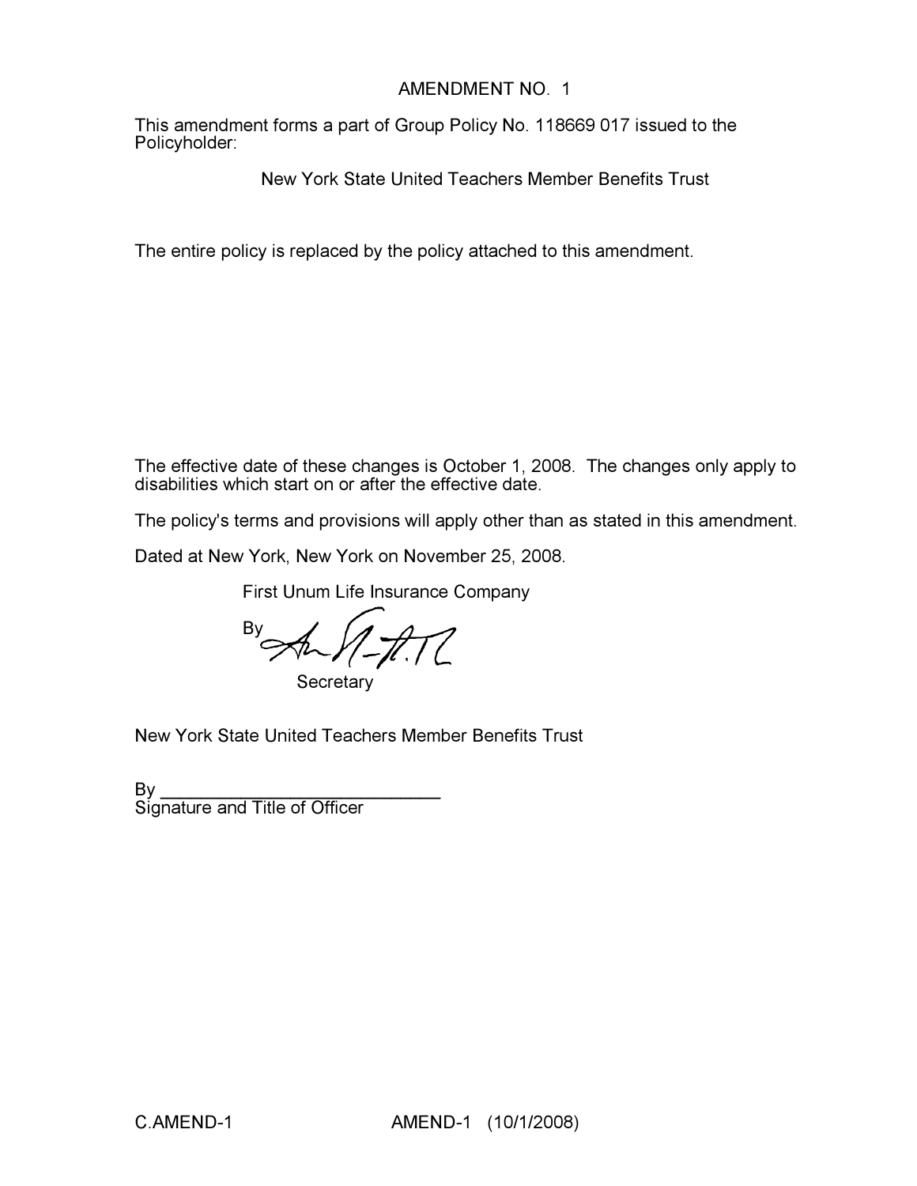# AMENDMENT NO. 1

This amendment forms a part of Group Policy No. 118669 017 issued to the Policyholder:

New York State United Teachers Member Benefits Trust

The entire policy is replaced by the policy attached to this amendment.

The effective date of these changes is October 1, 2008. The changes only apply to disabilities which start on or after the effective date.

The policy's terms and provisions will apply other than as stated in this amendment.

Dated at New York, New York on November 25, 2008.

First Unum Life Insurance Company

By

Secretary

New York State United Teachers Member Benefits Trust

By ____________________________
Signature and Title of Officer

C.AMEND-1 AMEND-1 (10/1/2008)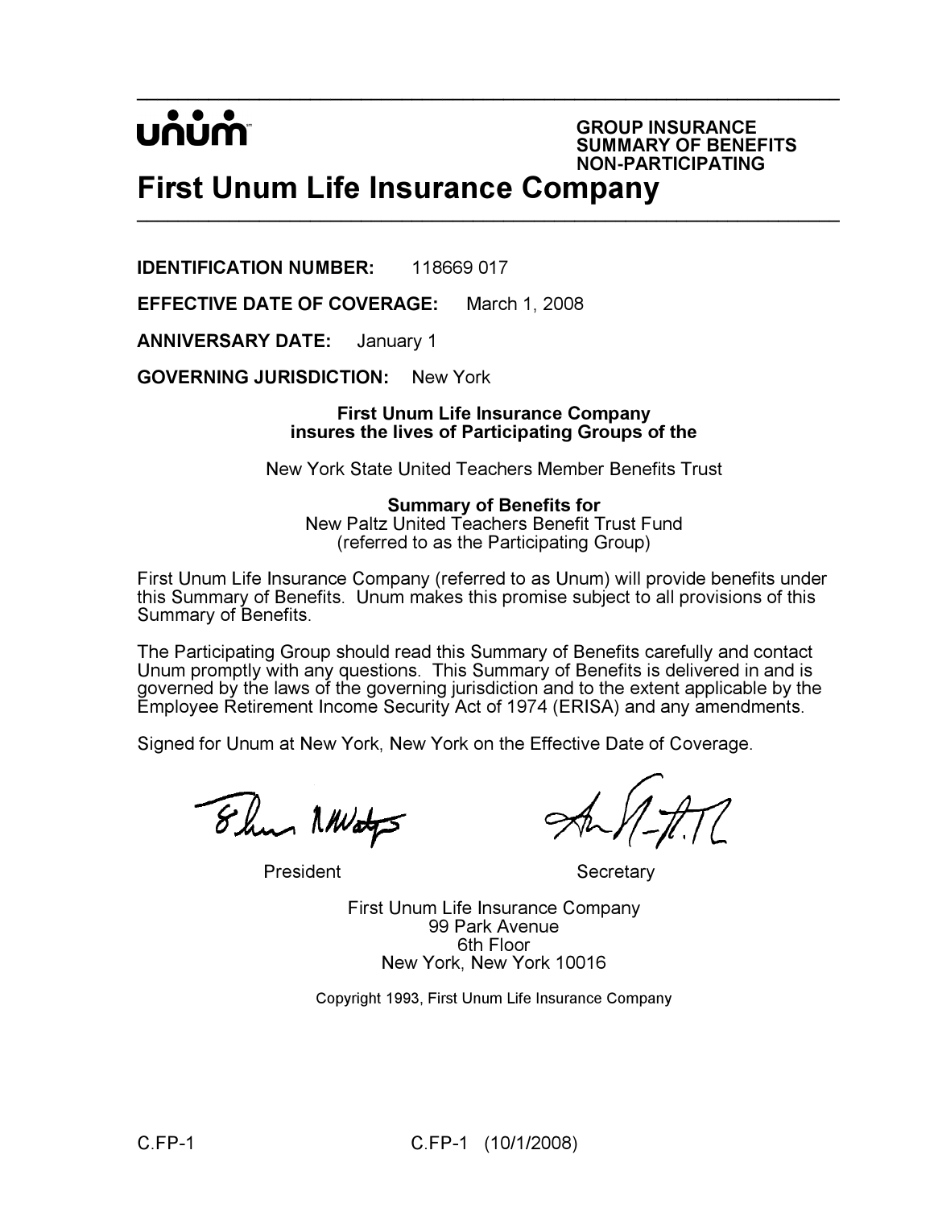unum

**GROUP INSURANCE**
**SUMMARY OF BENEFITS**
**NON-PARTICIPATING**

# First Unum Life Insurance Company

**IDENTIFICATION NUMBER:** 118669 017

**EFFECTIVE DATE OF COVERAGE:** March 1, 2008

**ANNIVERSARY DATE:** January 1

**GOVERNING JURISDICTION:** New York

**First Unum Life Insurance Company**
**insures the lives of Participating Groups of the**

New York State United Teachers Member Benefits Trust

**Summary of Benefits for**
New Paltz United Teachers Benefit Trust Fund
(referred to as the Participating Group)

First Unum Life Insurance Company (referred to as Unum) will provide benefits under this Summary of Benefits. Unum makes this promise subject to all provisions of this Summary of Benefits.

The Participating Group should read this Summary of Benefits carefully and contact Unum promptly with any questions. This Summary of Benefits is delivered in and is governed by the laws of the governing jurisdiction and to the extent applicable by the Employee Retirement Income Security Act of 1974 (ERISA) and any amendments.

Signed for Unum at New York, New York on the Effective Date of Coverage.

President                                        Secretary

First Unum Life Insurance Company
99 Park Avenue
6th Floor
New York, New York 10016

Copyright 1993, First Unum Life Insurance Company

C.FP-1                    C.FP-1 (10/1/2008)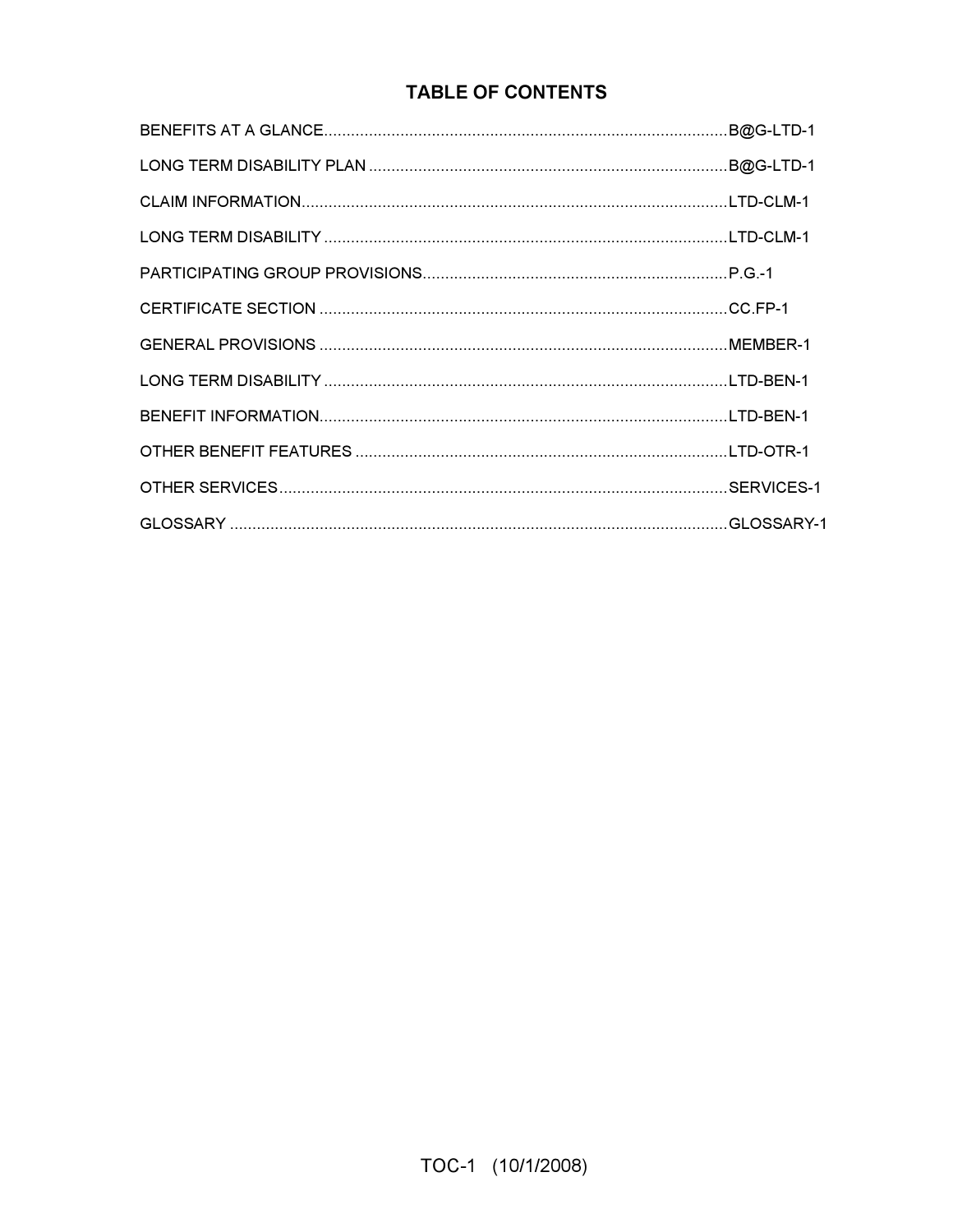# TABLE OF CONTENTS

BENEFITS AT A GLANCE.........................................................................................B@G-LTD-1

LONG TERM DISABILITY PLAN ...............................................................................B@G-LTD-1

CLAIM INFORMATION.............................................................................................LTD-CLM-1

LONG TERM DISABILITY .........................................................................................LTD-CLM-1

PARTICIPATING GROUP PROVISIONS...................................................................P.G.-1

CERTIFICATE SECTION ..........................................................................................CC.FP-1

GENERAL PROVISIONS ..........................................................................................MEMBER-1

LONG TERM DISABILITY .........................................................................................LTD-BEN-1

BENEFIT INFORMATION..........................................................................................LTD-BEN-1

OTHER BENEFIT FEATURES ..................................................................................LTD-OTR-1

OTHER SERVICES...................................................................................................SERVICES-1

GLOSSARY .............................................................................................................GLOSSARY-1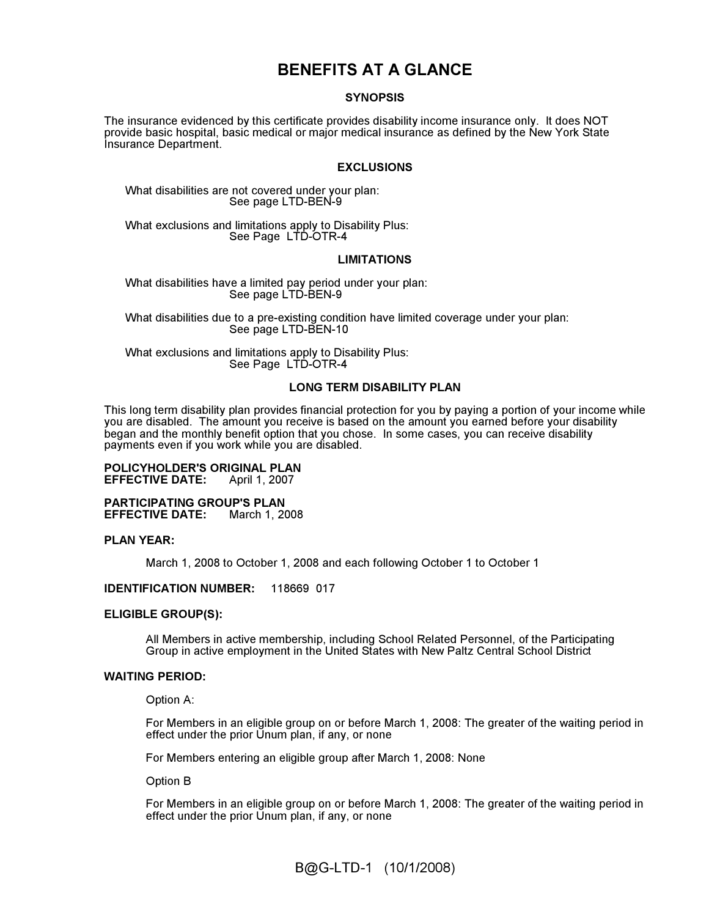# BENEFITS AT A GLANCE

## SYNOPSIS

The insurance evidenced by this certificate provides disability income insurance only. It does NOT provide basic hospital, basic medical or major medical insurance as defined by the New York State Insurance Department.

## EXCLUSIONS

What disabilities are not covered under your plan:
See page LTD-BEN-9

What exclusions and limitations apply to Disability Plus:
See Page LTD-OTR-4

## LIMITATIONS

What disabilities have a limited pay period under your plan:
See page LTD-BEN-9

What disabilities due to a pre-existing condition have limited coverage under your plan:
See page LTD-BEN-10

What exclusions and limitations apply to Disability Plus:
See Page LTD-OTR-4

## LONG TERM DISABILITY PLAN

This long term disability plan provides financial protection for you by paying a portion of your income while you are disabled. The amount you receive is based on the amount you earned before your disability began and the monthly benefit option that you chose. In some cases, you can receive disability payments even if you work while you are disabled.

**POLICYHOLDER'S ORIGINAL PLAN EFFECTIVE DATE:** April 1, 2007

**PARTICIPATING GROUP'S PLAN EFFECTIVE DATE:** March 1, 2008

**PLAN YEAR:**

March 1, 2008 to October 1, 2008 and each following October 1 to October 1

**IDENTIFICATION NUMBER:** 118669 017

**ELIGIBLE GROUP(S):**

All Members in active membership, including School Related Personnel, of the Participating Group in active employment in the United States with New Paltz Central School District

**WAITING PERIOD:**

Option A:

For Members in an eligible group on or before March 1, 2008: The greater of the waiting period in effect under the prior Unum plan, if any, or none

For Members entering an eligible group after March 1, 2008: None

Option B

For Members in an eligible group on or before March 1, 2008: The greater of the waiting period in effect under the prior Unum plan, if any, or none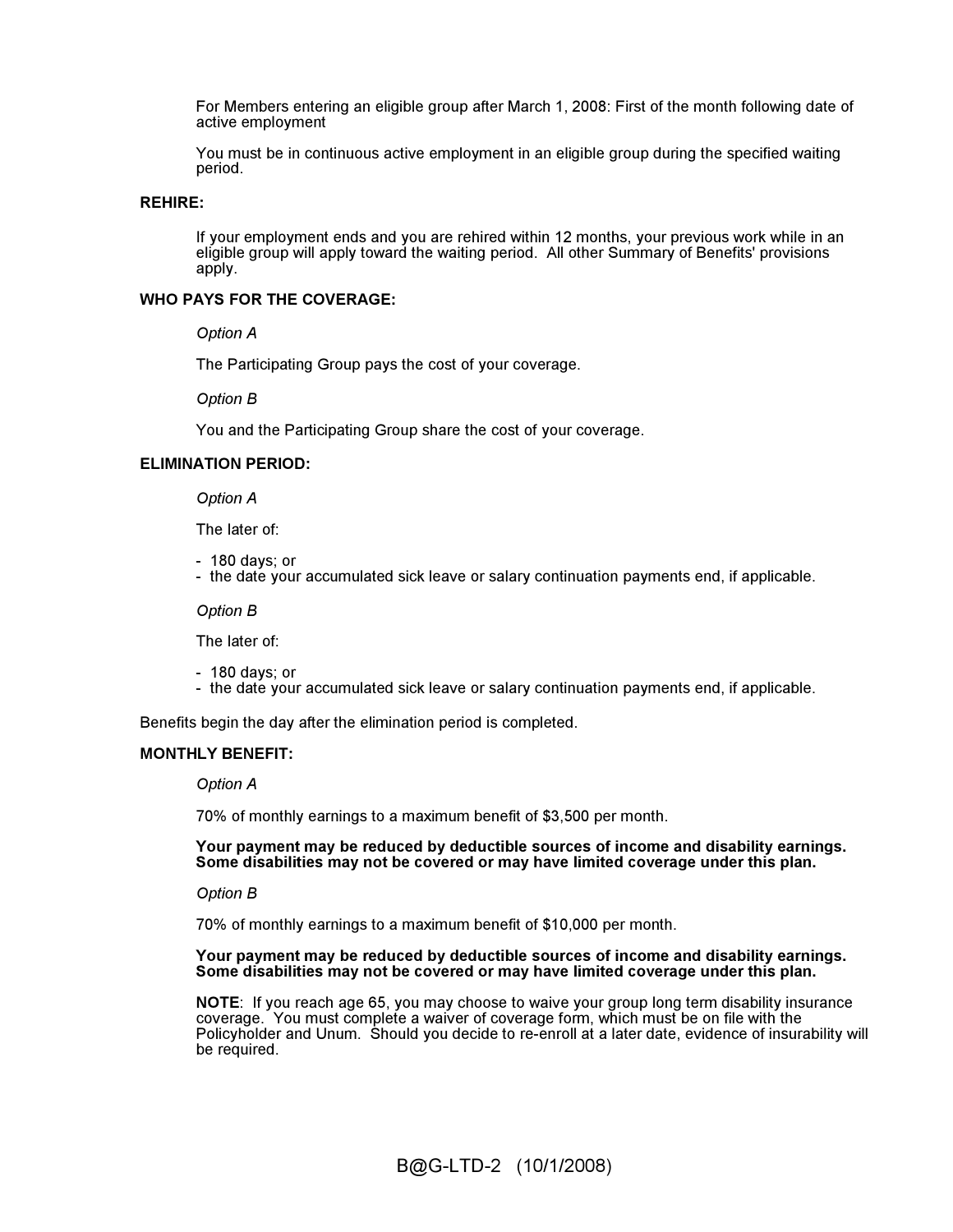For Members entering an eligible group after March 1, 2008: First of the month following date of active employment

You must be in continuous active employment in an eligible group during the specified waiting period.

**REHIRE:**

If your employment ends and you are rehired within 12 months, your previous work while in an eligible group will apply toward the waiting period. All other Summary of Benefits' provisions apply.

**WHO PAYS FOR THE COVERAGE:**

*Option A*

The Participating Group pays the cost of your coverage.

*Option B*

You and the Participating Group share the cost of your coverage.

**ELIMINATION PERIOD:**

*Option A*

The later of:

- 180 days; or
- the date your accumulated sick leave or salary continuation payments end, if applicable.

*Option B*

The later of:

- 180 days; or
- the date your accumulated sick leave or salary continuation payments end, if applicable.

Benefits begin the day after the elimination period is completed.

**MONTHLY BENEFIT:**

*Option A*

70% of monthly earnings to a maximum benefit of $3,500 per month.

**Your payment may be reduced by deductible sources of income and disability earnings. Some disabilities may not be covered or may have limited coverage under this plan.**

*Option B*

70% of monthly earnings to a maximum benefit of $10,000 per month.

**Your payment may be reduced by deductible sources of income and disability earnings. Some disabilities may not be covered or may have limited coverage under this plan.**

**NOTE**: If you reach age 65, you may choose to waive your group long term disability insurance coverage. You must complete a waiver of coverage form, which must be on file with the Policyholder and Unum. Should you decide to re-enroll at a later date, evidence of insurability will be required.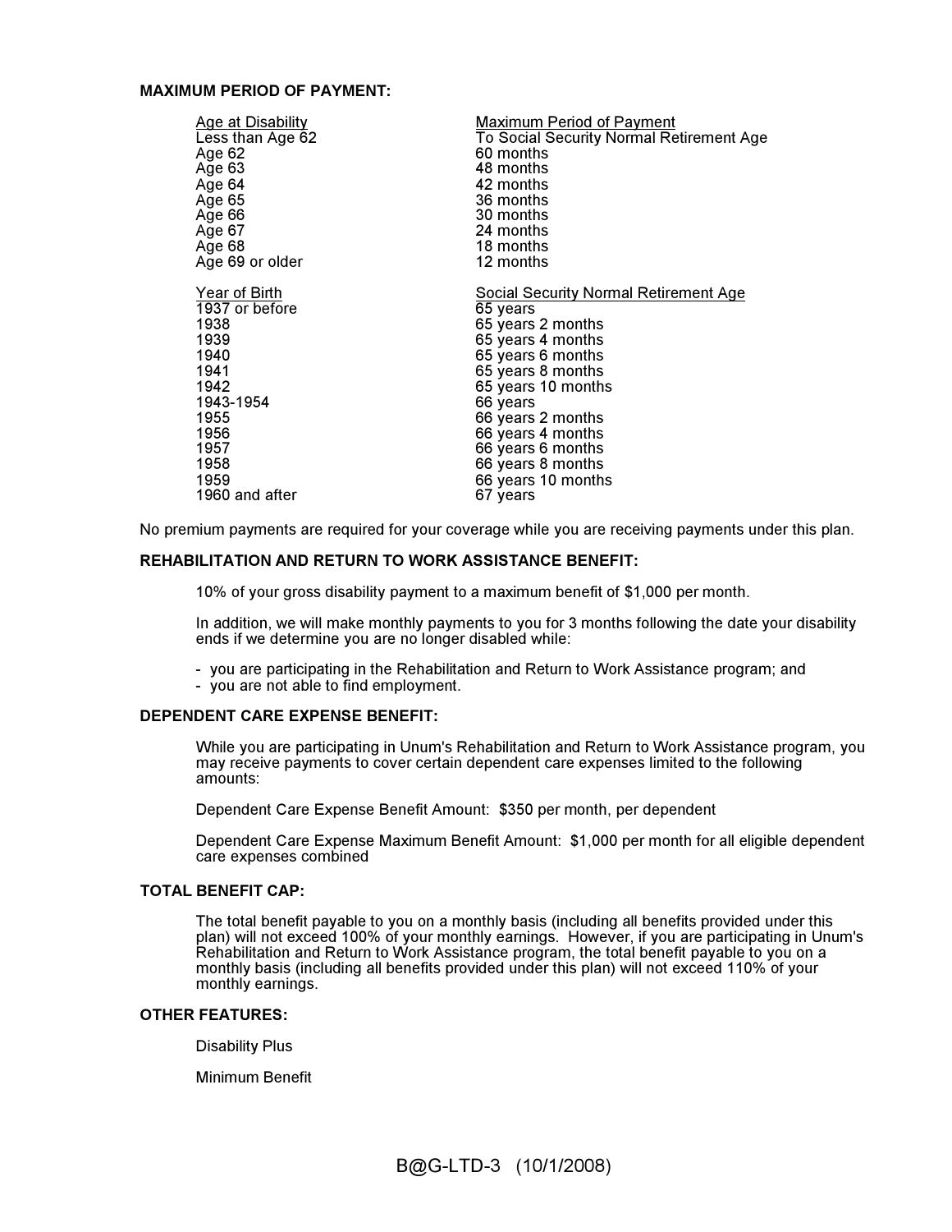**MAXIMUM PERIOD OF PAYMENT:**

| Age at Disability | Maximum Period of Payment |
|---|---|
| Less than Age 62 | To Social Security Normal Retirement Age |
| Age 62 | 60 months |
| Age 63 | 48 months |
| Age 64 | 42 months |
| Age 65 | 36 months |
| Age 66 | 30 months |
| Age 67 | 24 months |
| Age 68 | 18 months |
| Age 69 or older | 12 months |

| Year of Birth | Social Security Normal Retirement Age |
|---|---|
| 1937 or before | 65 years |
| 1938 | 65 years 2 months |
| 1939 | 65 years 4 months |
| 1940 | 65 years 6 months |
| 1941 | 65 years 8 months |
| 1942 | 65 years 10 months |
| 1943-1954 | 66 years |
| 1955 | 66 years 2 months |
| 1956 | 66 years 4 months |
| 1957 | 66 years 6 months |
| 1958 | 66 years 8 months |
| 1959 | 66 years 10 months |
| 1960 and after | 67 years |

No premium payments are required for your coverage while you are receiving payments under this plan.

**REHABILITATION AND RETURN TO WORK ASSISTANCE BENEFIT:**

10% of your gross disability payment to a maximum benefit of $1,000 per month.

In addition, we will make monthly payments to you for 3 months following the date your disability ends if we determine you are no longer disabled while:

- you are participating in the Rehabilitation and Return to Work Assistance program; and
- you are not able to find employment.

**DEPENDENT CARE EXPENSE BENEFIT:**

While you are participating in Unum's Rehabilitation and Return to Work Assistance program, you may receive payments to cover certain dependent care expenses limited to the following amounts:

Dependent Care Expense Benefit Amount: $350 per month, per dependent

Dependent Care Expense Maximum Benefit Amount: $1,000 per month for all eligible dependent care expenses combined

**TOTAL BENEFIT CAP:**

The total benefit payable to you on a monthly basis (including all benefits provided under this plan) will not exceed 100% of your monthly earnings. However, if you are participating in Unum's Rehabilitation and Return to Work Assistance program, the total benefit payable to you on a monthly basis (including all benefits provided under this plan) will not exceed 110% of your monthly earnings.

**OTHER FEATURES:**

Disability Plus

Minimum Benefit

B@G-LTD-3 (10/1/2008)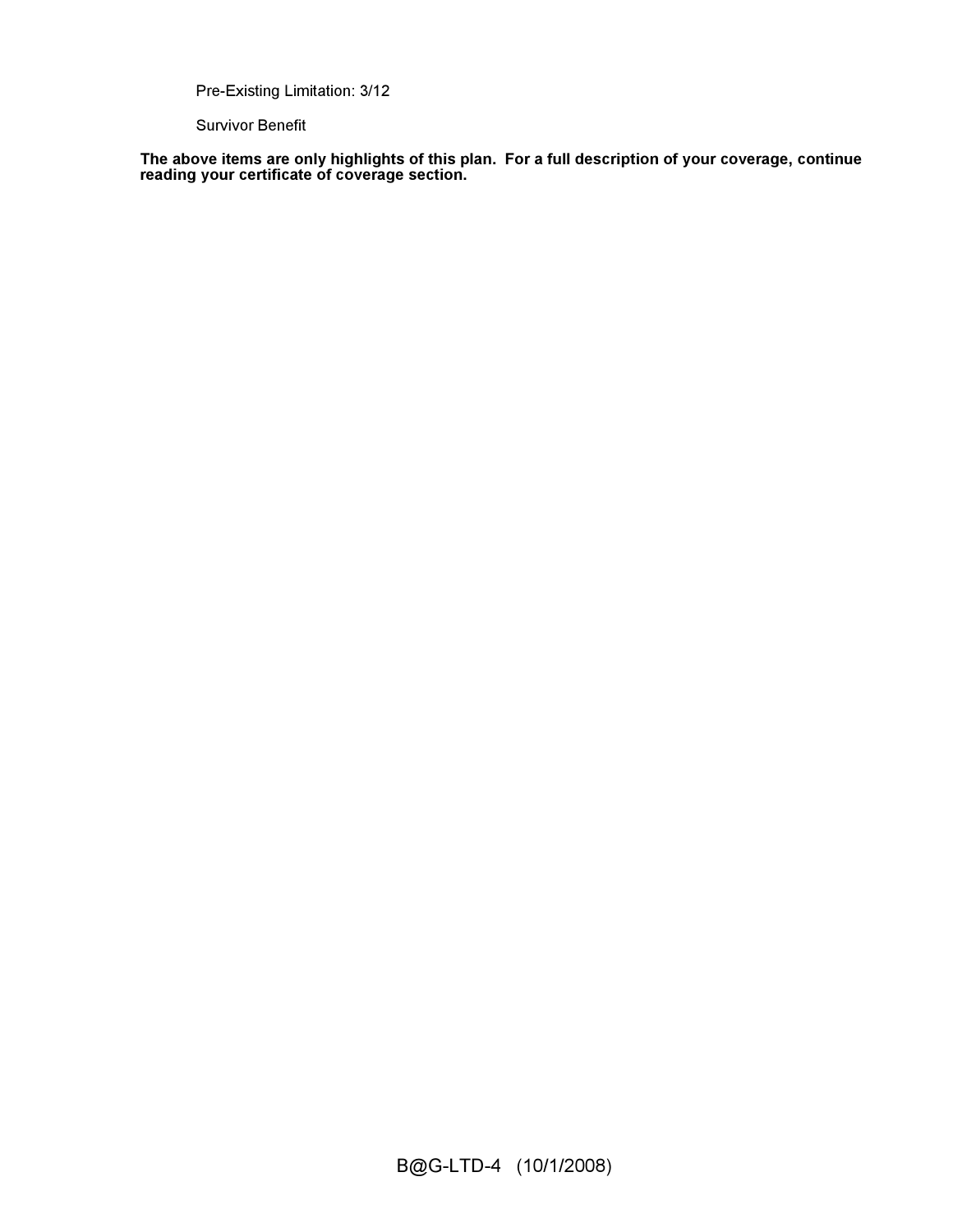Pre-Existing Limitation: 3/12

Survivor Benefit

**The above items are only highlights of this plan. For a full description of your coverage, continue reading your certificate of coverage section.**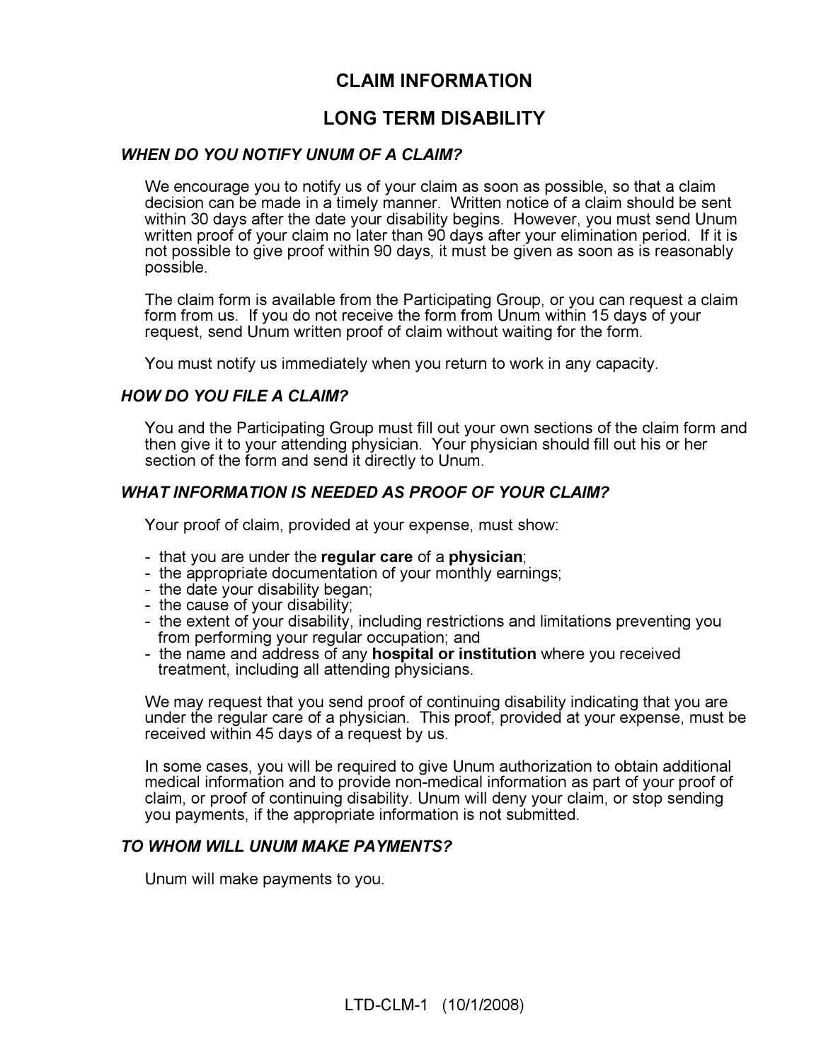# CLAIM INFORMATION

# LONG TERM DISABILITY

### *WHEN DO YOU NOTIFY UNUM OF A CLAIM?*

We encourage you to notify us of your claim as soon as possible, so that a claim decision can be made in a timely manner. Written notice of a claim should be sent within 30 days after the date your disability begins. However, you must send Unum written proof of your claim no later than 90 days after your elimination period. If it is not possible to give proof within 90 days, it must be given as soon as is reasonably possible.

The claim form is available from the Participating Group, or you can request a claim form from us. If you do not receive the form from Unum within 15 days of your request, send Unum written proof of claim without waiting for the form.

You must notify us immediately when you return to work in any capacity.

### *HOW DO YOU FILE A CLAIM?*

You and the Participating Group must fill out your own sections of the claim form and then give it to your attending physician. Your physician should fill out his or her section of the form and send it directly to Unum.

### *WHAT INFORMATION IS NEEDED AS PROOF OF YOUR CLAIM?*

Your proof of claim, provided at your expense, must show:

- that you are under the **regular care** of a **physician**;
- the appropriate documentation of your monthly earnings;
- the date your disability began;
- the cause of your disability;
- the extent of your disability, including restrictions and limitations preventing you from performing your regular occupation; and
- the name and address of any **hospital or institution** where you received treatment, including all attending physicians.

We may request that you send proof of continuing disability indicating that you are under the regular care of a physician. This proof, provided at your expense, must be received within 45 days of a request by us.

In some cases, you will be required to give Unum authorization to obtain additional medical information and to provide non-medical information as part of your proof of claim, or proof of continuing disability. Unum will deny your claim, or stop sending you payments, if the appropriate information is not submitted.

### *TO WHOM WILL UNUM MAKE PAYMENTS?*

Unum will make payments to you.

LTD-CLM-1 (10/1/2008)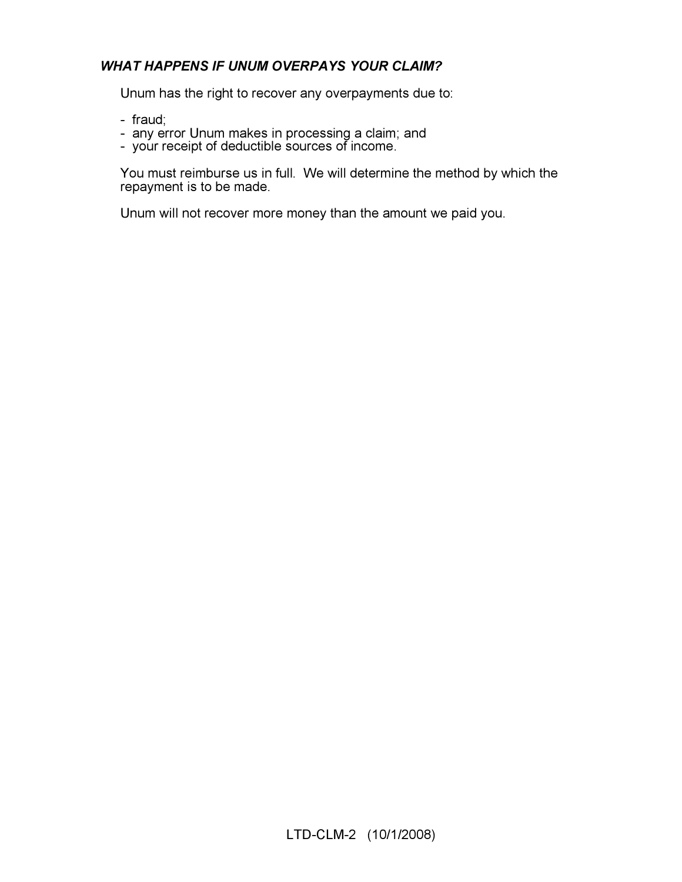### *WHAT HAPPENS IF UNUM OVERPAYS YOUR CLAIM?*

Unum has the right to recover any overpayments due to:

- fraud;
- any error Unum makes in processing a claim; and
- your receipt of deductible sources of income.

You must reimburse us in full. We will determine the method by which the repayment is to be made.

Unum will not recover more money than the amount we paid you.

LTD-CLM-2 (10/1/2008)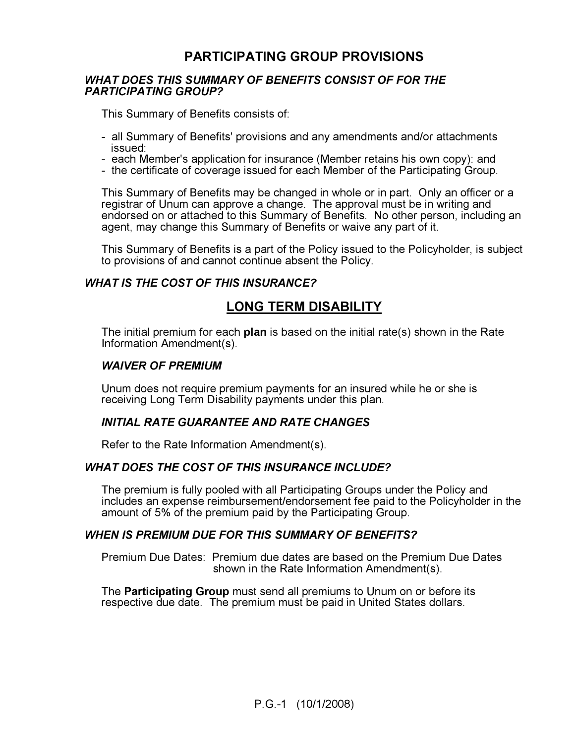# PARTICIPATING GROUP PROVISIONS

### *WHAT DOES THIS SUMMARY OF BENEFITS CONSIST OF FOR THE PARTICIPATING GROUP?*

This Summary of Benefits consists of:

- all Summary of Benefits' provisions and any amendments and/or attachments issued:
- each Member's application for insurance (Member retains his own copy): and
- the certificate of coverage issued for each Member of the Participating Group.

This Summary of Benefits may be changed in whole or in part. Only an officer or a registrar of Unum can approve a change. The approval must be in writing and endorsed on or attached to this Summary of Benefits. No other person, including an agent, may change this Summary of Benefits or waive any part of it.

This Summary of Benefits is a part of the Policy issued to the Policyholder, is subject to provisions of and cannot continue absent the Policy.

### *WHAT IS THE COST OF THIS INSURANCE?*

## LONG TERM DISABILITY

The initial premium for each **plan** is based on the initial rate(s) shown in the Rate Information Amendment(s).

### *WAIVER OF PREMIUM*

Unum does not require premium payments for an insured while he or she is receiving Long Term Disability payments under this plan.

### *INITIAL RATE GUARANTEE AND RATE CHANGES*

Refer to the Rate Information Amendment(s).

### *WHAT DOES THE COST OF THIS INSURANCE INCLUDE?*

The premium is fully pooled with all Participating Groups under the Policy and includes an expense reimbursement/endorsement fee paid to the Policyholder in the amount of 5% of the premium paid by the Participating Group.

### *WHEN IS PREMIUM DUE FOR THIS SUMMARY OF BENEFITS?*

Premium Due Dates: Premium due dates are based on the Premium Due Dates shown in the Rate Information Amendment(s).

The **Participating Group** must send all premiums to Unum on or before its respective due date. The premium must be paid in United States dollars.

P.G.-1 (10/1/2008)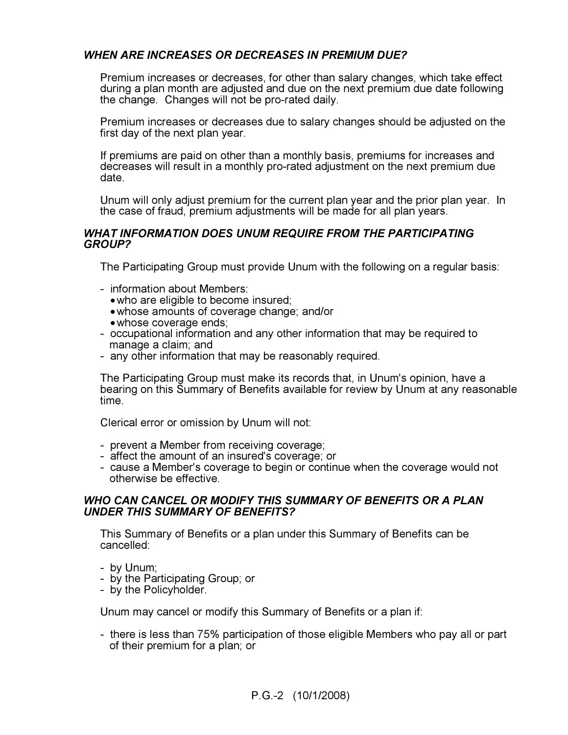### *WHEN ARE INCREASES OR DECREASES IN PREMIUM DUE?*

Premium increases or decreases, for other than salary changes, which take effect during a plan month are adjusted and due on the next premium due date following the change. Changes will not be pro-rated daily.

Premium increases or decreases due to salary changes should be adjusted on the first day of the next plan year.

If premiums are paid on other than a monthly basis, premiums for increases and decreases will result in a monthly pro-rated adjustment on the next premium due date.

Unum will only adjust premium for the current plan year and the prior plan year. In the case of fraud, premium adjustments will be made for all plan years.

### *WHAT INFORMATION DOES UNUM REQUIRE FROM THE PARTICIPATING GROUP?*

The Participating Group must provide Unum with the following on a regular basis:

- information about Members:
  - who are eligible to become insured;
  - whose amounts of coverage change; and/or
  - whose coverage ends;
- occupational information and any other information that may be required to manage a claim; and
- any other information that may be reasonably required.

The Participating Group must make its records that, in Unum's opinion, have a bearing on this Summary of Benefits available for review by Unum at any reasonable time.

Clerical error or omission by Unum will not:

- prevent a Member from receiving coverage;
- affect the amount of an insured's coverage; or
- cause a Member's coverage to begin or continue when the coverage would not otherwise be effective.

### *WHO CAN CANCEL OR MODIFY THIS SUMMARY OF BENEFITS OR A PLAN UNDER THIS SUMMARY OF BENEFITS?*

This Summary of Benefits or a plan under this Summary of Benefits can be cancelled:

- by Unum;
- by the Participating Group; or
- by the Policyholder.

Unum may cancel or modify this Summary of Benefits or a plan if:

- there is less than 75% participation of those eligible Members who pay all or part of their premium for a plan; or

P.G.-2 (10/1/2008)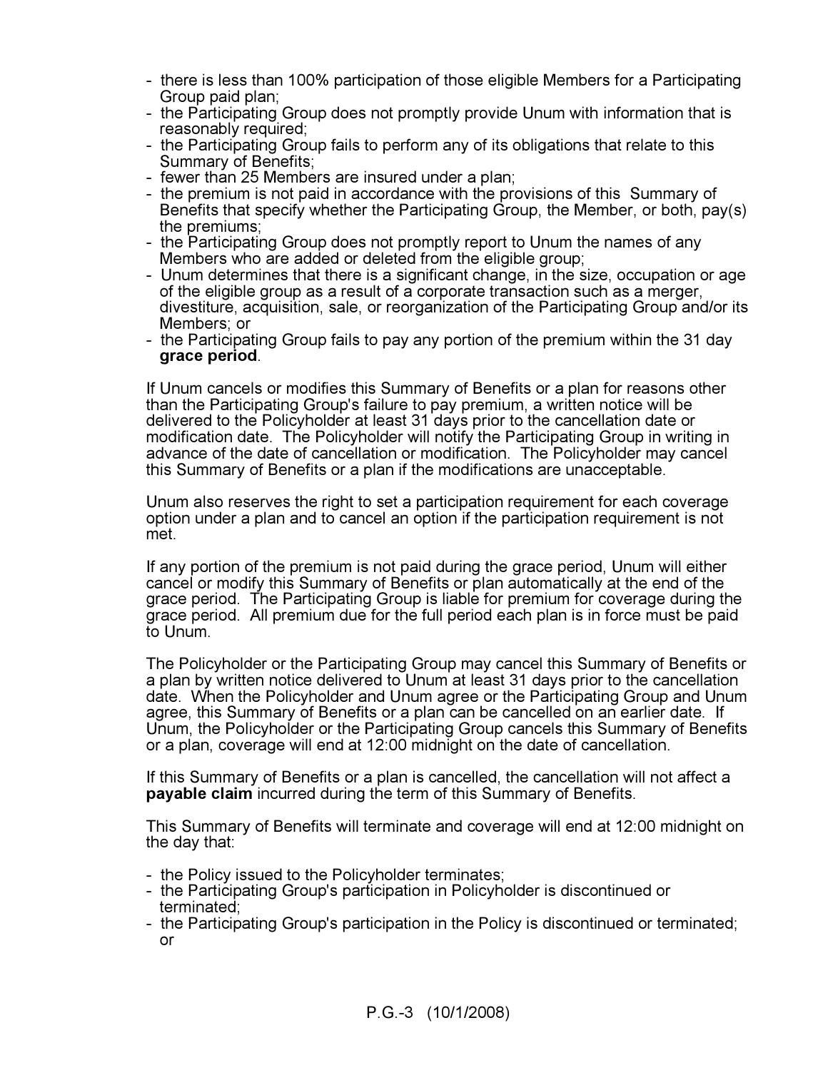- there is less than 100% participation of those eligible Members for a Participating Group paid plan;
- the Participating Group does not promptly provide Unum with information that is reasonably required;
- the Participating Group fails to perform any of its obligations that relate to this Summary of Benefits;
- fewer than 25 Members are insured under a plan;
- the premium is not paid in accordance with the provisions of this Summary of Benefits that specify whether the Participating Group, the Member, or both, pay(s) the premiums;
- the Participating Group does not promptly report to Unum the names of any Members who are added or deleted from the eligible group;
- Unum determines that there is a significant change, in the size, occupation or age of the eligible group as a result of a corporate transaction such as a merger, divestiture, acquisition, sale, or reorganization of the Participating Group and/or its Members; or
- the Participating Group fails to pay any portion of the premium within the 31 day **grace period**.

If Unum cancels or modifies this Summary of Benefits or a plan for reasons other than the Participating Group's failure to pay premium, a written notice will be delivered to the Policyholder at least 31 days prior to the cancellation date or modification date. The Policyholder will notify the Participating Group in writing in advance of the date of cancellation or modification. The Policyholder may cancel this Summary of Benefits or a plan if the modifications are unacceptable.

Unum also reserves the right to set a participation requirement for each coverage option under a plan and to cancel an option if the participation requirement is not met.

If any portion of the premium is not paid during the grace period, Unum will either cancel or modify this Summary of Benefits or plan automatically at the end of the grace period. The Participating Group is liable for premium for coverage during the grace period. All premium due for the full period each plan is in force must be paid to Unum.

The Policyholder or the Participating Group may cancel this Summary of Benefits or a plan by written notice delivered to Unum at least 31 days prior to the cancellation date. When the Policyholder and Unum agree or the Participating Group and Unum agree, this Summary of Benefits or a plan can be cancelled on an earlier date. If Unum, the Policyholder or the Participating Group cancels this Summary of Benefits or a plan, coverage will end at 12:00 midnight on the date of cancellation.

If this Summary of Benefits or a plan is cancelled, the cancellation will not affect a **payable claim** incurred during the term of this Summary of Benefits.

This Summary of Benefits will terminate and coverage will end at 12:00 midnight on the day that:

- the Policy issued to the Policyholder terminates;
- the Participating Group's participation in Policyholder is discontinued or terminated;
- the Participating Group's participation in the Policy is discontinued or terminated; or

P.G.-3 (10/1/2008)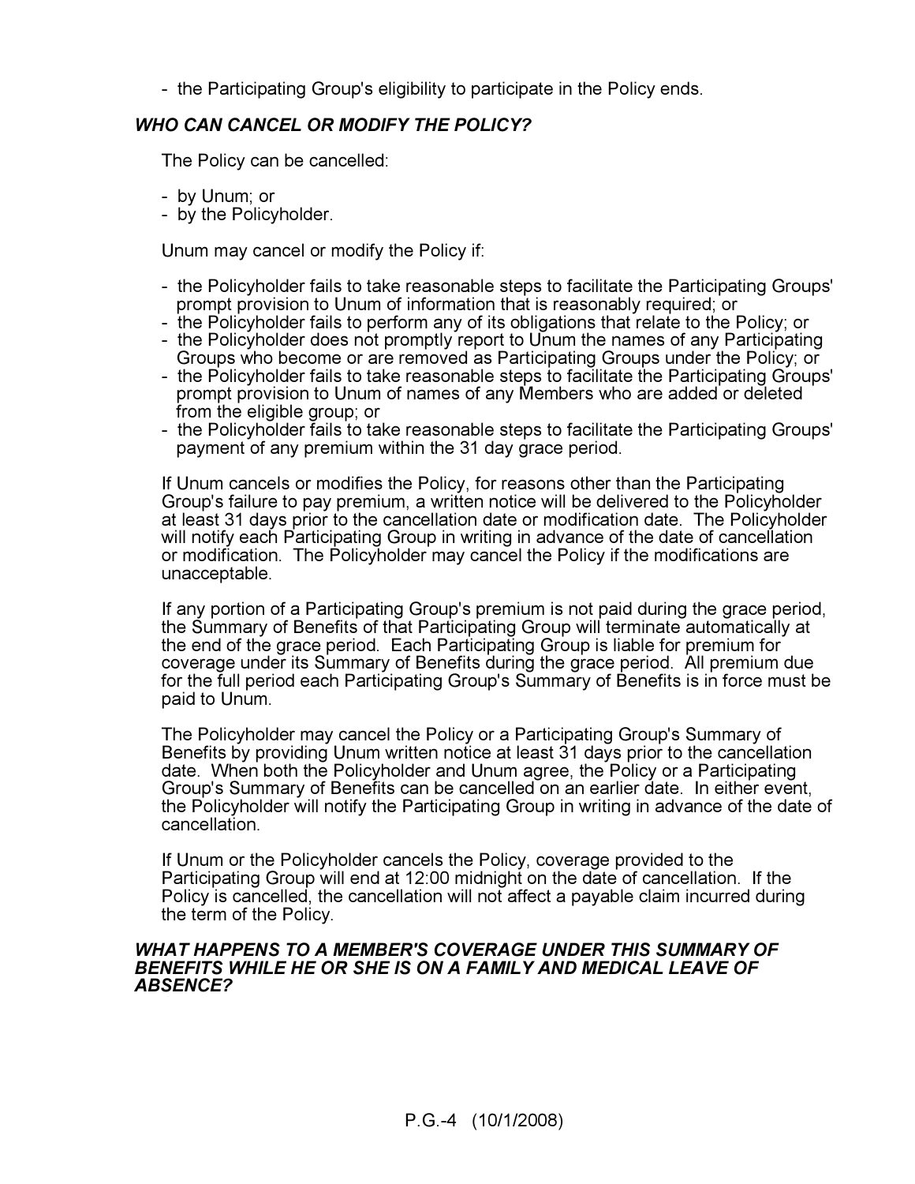- the Participating Group's eligibility to participate in the Policy ends.

### *WHO CAN CANCEL OR MODIFY THE POLICY?*

The Policy can be cancelled:

- by Unum; or
- by the Policyholder.

Unum may cancel or modify the Policy if:

- the Policyholder fails to take reasonable steps to facilitate the Participating Groups' prompt provision to Unum of information that is reasonably required; or
- the Policyholder fails to perform any of its obligations that relate to the Policy; or
- the Policyholder does not promptly report to Unum the names of any Participating Groups who become or are removed as Participating Groups under the Policy; or
- the Policyholder fails to take reasonable steps to facilitate the Participating Groups' prompt provision to Unum of names of any Members who are added or deleted from the eligible group; or
- the Policyholder fails to take reasonable steps to facilitate the Participating Groups' payment of any premium within the 31 day grace period.

If Unum cancels or modifies the Policy, for reasons other than the Participating Group's failure to pay premium, a written notice will be delivered to the Policyholder at least 31 days prior to the cancellation date or modification date. The Policyholder will notify each Participating Group in writing in advance of the date of cancellation or modification. The Policyholder may cancel the Policy if the modifications are unacceptable.

If any portion of a Participating Group's premium is not paid during the grace period, the Summary of Benefits of that Participating Group will terminate automatically at the end of the grace period. Each Participating Group is liable for premium for coverage under its Summary of Benefits during the grace period. All premium due for the full period each Participating Group's Summary of Benefits is in force must be paid to Unum.

The Policyholder may cancel the Policy or a Participating Group's Summary of Benefits by providing Unum written notice at least 31 days prior to the cancellation date. When both the Policyholder and Unum agree, the Policy or a Participating Group's Summary of Benefits can be cancelled on an earlier date. In either event, the Policyholder will notify the Participating Group in writing in advance of the date of cancellation.

If Unum or the Policyholder cancels the Policy, coverage provided to the Participating Group will end at 12:00 midnight on the date of cancellation. If the Policy is cancelled, the cancellation will not affect a payable claim incurred during the term of the Policy.

### *WHAT HAPPENS TO A MEMBER'S COVERAGE UNDER THIS SUMMARY OF BENEFITS WHILE HE OR SHE IS ON A FAMILY AND MEDICAL LEAVE OF ABSENCE?*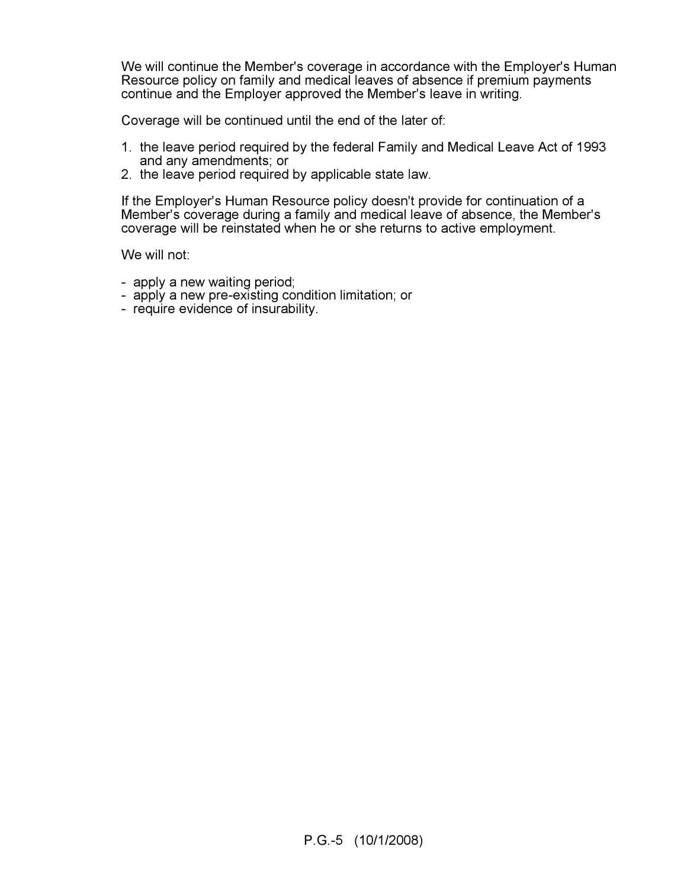We will continue the Member's coverage in accordance with the Employer's Human Resource policy on family and medical leaves of absence if premium payments continue and the Employer approved the Member's leave in writing.

Coverage will be continued until the end of the later of:

1. the leave period required by the federal Family and Medical Leave Act of 1993 and any amendments; or
2. the leave period required by applicable state law.

If the Employer's Human Resource policy doesn't provide for continuation of a Member's coverage during a family and medical leave of absence, the Member's coverage will be reinstated when he or she returns to active employment.

We will not:

- apply a new waiting period;
- apply a new pre-existing condition limitation; or
- require evidence of insurability.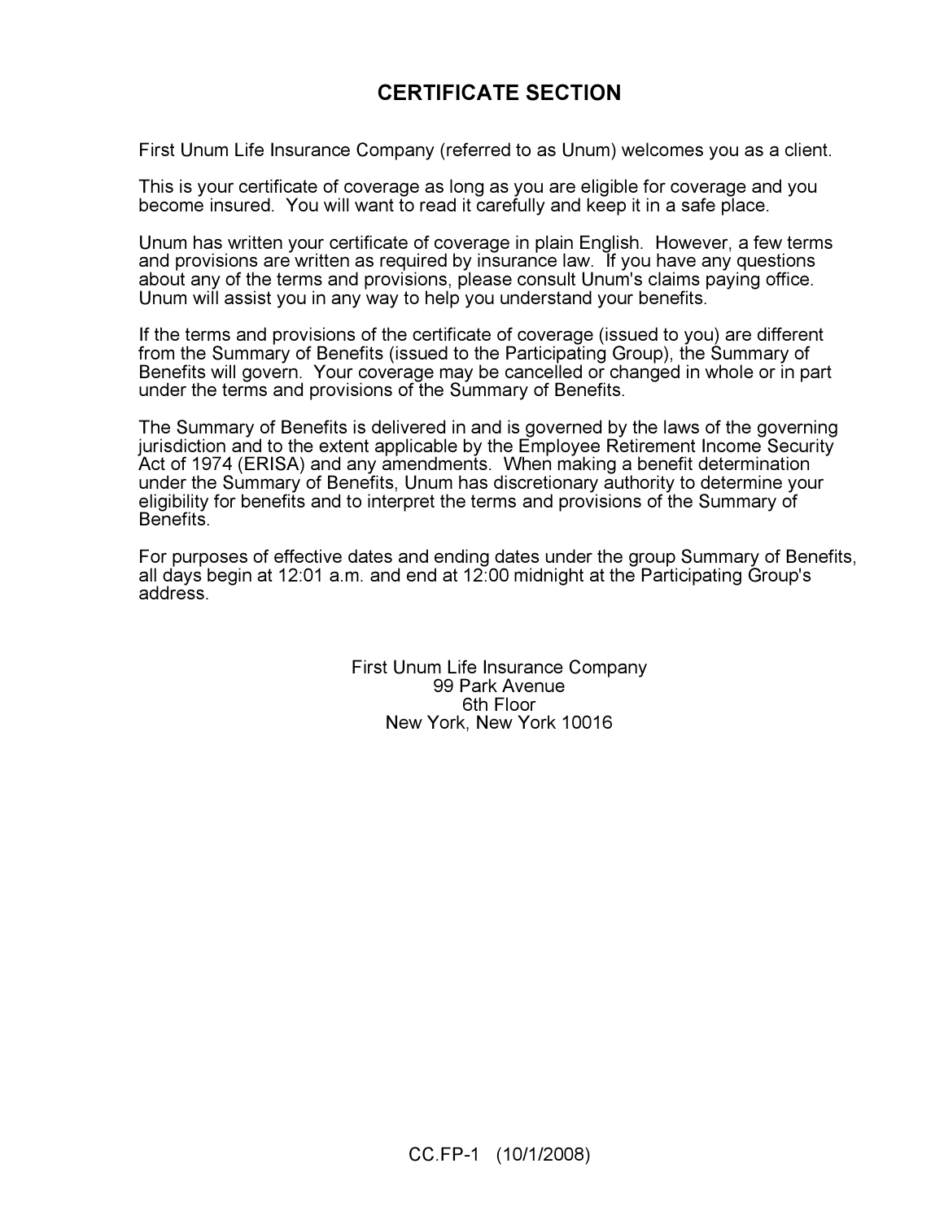# CERTIFICATE SECTION

First Unum Life Insurance Company (referred to as Unum) welcomes you as a client.

This is your certificate of coverage as long as you are eligible for coverage and you become insured. You will want to read it carefully and keep it in a safe place.

Unum has written your certificate of coverage in plain English. However, a few terms and provisions are written as required by insurance law. If you have any questions about any of the terms and provisions, please consult Unum's claims paying office. Unum will assist you in any way to help you understand your benefits.

If the terms and provisions of the certificate of coverage (issued to you) are different from the Summary of Benefits (issued to the Participating Group), the Summary of Benefits will govern. Your coverage may be cancelled or changed in whole or in part under the terms and provisions of the Summary of Benefits.

The Summary of Benefits is delivered in and is governed by the laws of the governing jurisdiction and to the extent applicable by the Employee Retirement Income Security Act of 1974 (ERISA) and any amendments. When making a benefit determination under the Summary of Benefits, Unum has discretionary authority to determine your eligibility for benefits and to interpret the terms and provisions of the Summary of Benefits.

For purposes of effective dates and ending dates under the group Summary of Benefits, all days begin at 12:01 a.m. and end at 12:00 midnight at the Participating Group's address.

First Unum Life Insurance Company
99 Park Avenue
6th Floor
New York, New York 10016

CC.FP-1 (10/1/2008)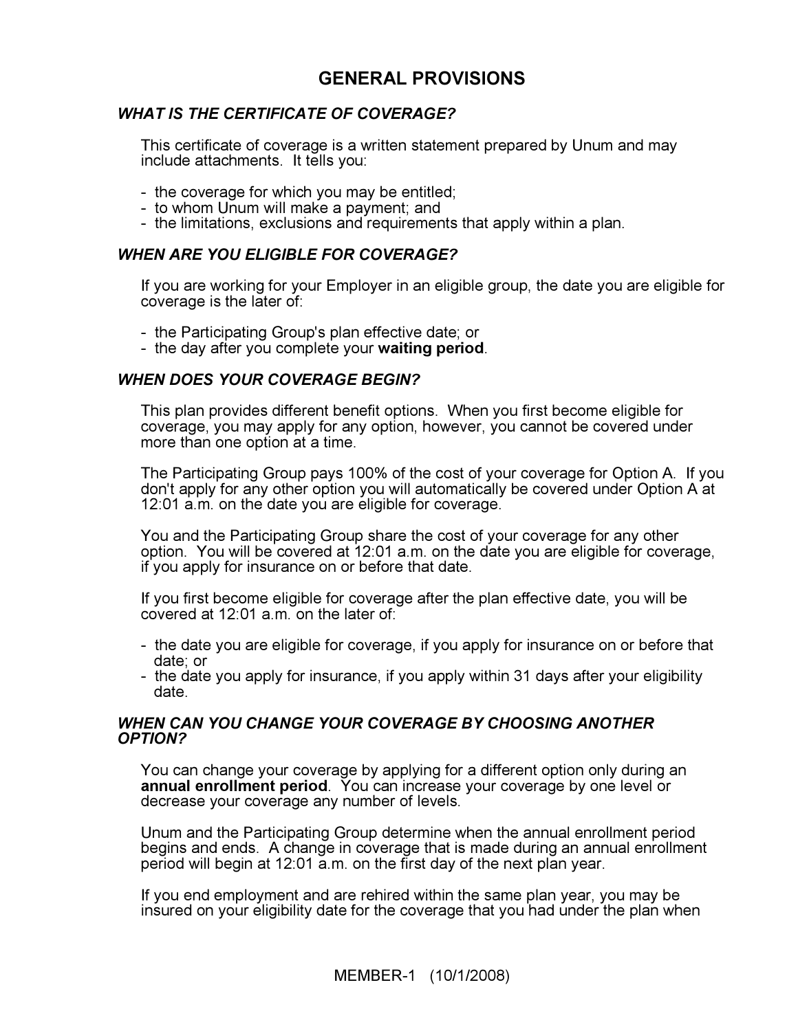# GENERAL PROVISIONS

### *WHAT IS THE CERTIFICATE OF COVERAGE?*

This certificate of coverage is a written statement prepared by Unum and may include attachments. It tells you:

- the coverage for which you may be entitled;
- to whom Unum will make a payment; and
- the limitations, exclusions and requirements that apply within a plan.

### *WHEN ARE YOU ELIGIBLE FOR COVERAGE?*

If you are working for your Employer in an eligible group, the date you are eligible for coverage is the later of:

- the Participating Group's plan effective date; or
- the day after you complete your **waiting period**.

### *WHEN DOES YOUR COVERAGE BEGIN?*

This plan provides different benefit options. When you first become eligible for coverage, you may apply for any option, however, you cannot be covered under more than one option at a time.

The Participating Group pays 100% of the cost of your coverage for Option A. If you don't apply for any other option you will automatically be covered under Option A at 12:01 a.m. on the date you are eligible for coverage.

You and the Participating Group share the cost of your coverage for any other option. You will be covered at 12:01 a.m. on the date you are eligible for coverage, if you apply for insurance on or before that date.

If you first become eligible for coverage after the plan effective date, you will be covered at 12:01 a.m. on the later of:

- the date you are eligible for coverage, if you apply for insurance on or before that date; or
- the date you apply for insurance, if you apply within 31 days after your eligibility date.

### *WHEN CAN YOU CHANGE YOUR COVERAGE BY CHOOSING ANOTHER OPTION?*

You can change your coverage by applying for a different option only during an **annual enrollment period**. You can increase your coverage by one level or decrease your coverage any number of levels.

Unum and the Participating Group determine when the annual enrollment period begins and ends. A change in coverage that is made during an annual enrollment period will begin at 12:01 a.m. on the first day of the next plan year.

If you end employment and are rehired within the same plan year, you may be insured on your eligibility date for the coverage that you had under the plan when

MEMBER-1 (10/1/2008)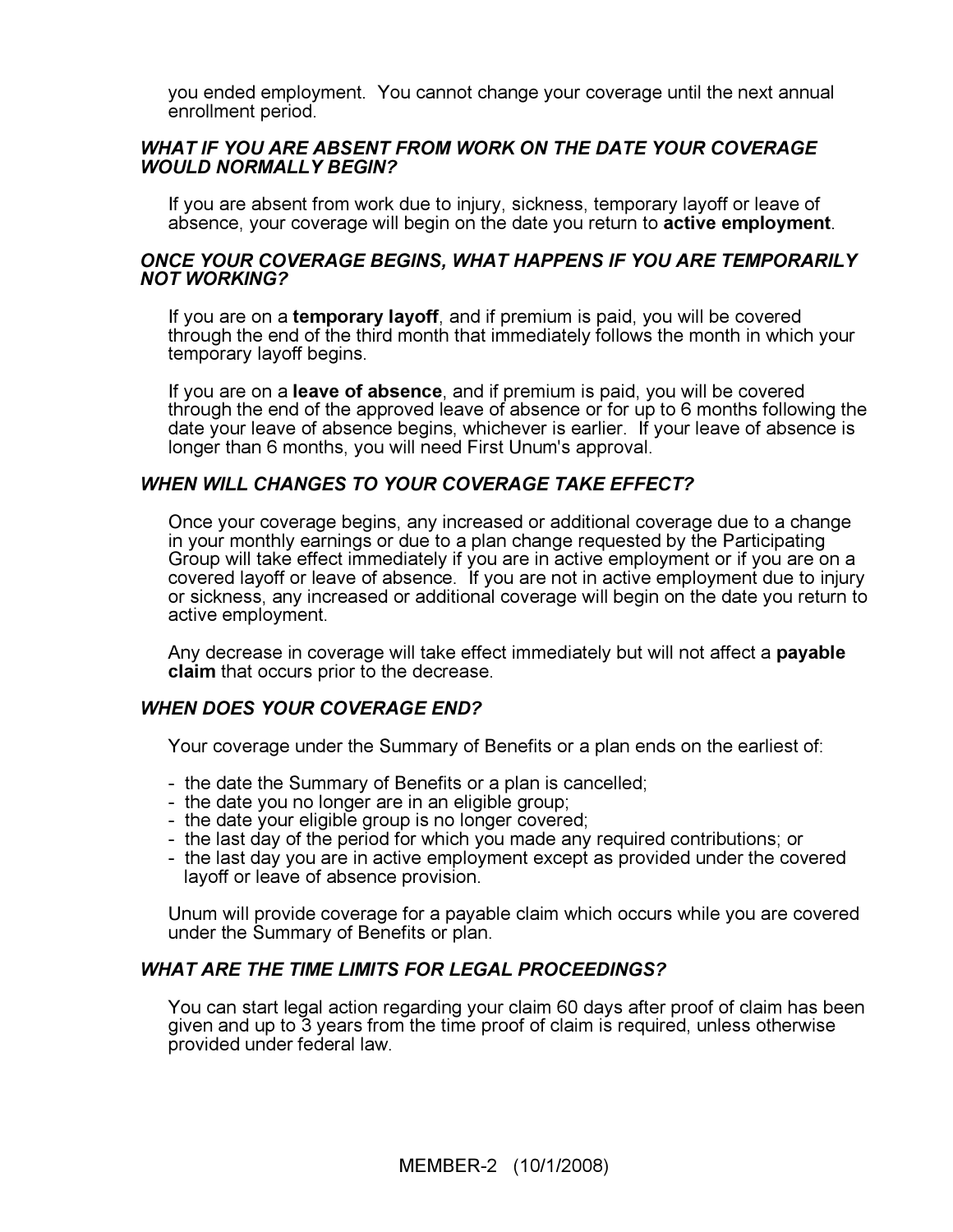you ended employment. You cannot change your coverage until the next annual enrollment period.

### *WHAT IF YOU ARE ABSENT FROM WORK ON THE DATE YOUR COVERAGE WOULD NORMALLY BEGIN?*

If you are absent from work due to injury, sickness, temporary layoff or leave of absence, your coverage will begin on the date you return to **active employment**.

### *ONCE YOUR COVERAGE BEGINS, WHAT HAPPENS IF YOU ARE TEMPORARILY NOT WORKING?*

If you are on a **temporary layoff**, and if premium is paid, you will be covered through the end of the third month that immediately follows the month in which your temporary layoff begins.

If you are on a **leave of absence**, and if premium is paid, you will be covered through the end of the approved leave of absence or for up to 6 months following the date your leave of absence begins, whichever is earlier. If your leave of absence is longer than 6 months, you will need First Unum's approval.

### *WHEN WILL CHANGES TO YOUR COVERAGE TAKE EFFECT?*

Once your coverage begins, any increased or additional coverage due to a change in your monthly earnings or due to a plan change requested by the Participating Group will take effect immediately if you are in active employment or if you are on a covered layoff or leave of absence. If you are not in active employment due to injury or sickness, any increased or additional coverage will begin on the date you return to active employment.

Any decrease in coverage will take effect immediately but will not affect a **payable claim** that occurs prior to the decrease.

### *WHEN DOES YOUR COVERAGE END?*

Your coverage under the Summary of Benefits or a plan ends on the earliest of:

- the date the Summary of Benefits or a plan is cancelled;
- the date you no longer are in an eligible group;
- the date your eligible group is no longer covered;
- the last day of the period for which you made any required contributions; or
- the last day you are in active employment except as provided under the covered layoff or leave of absence provision.

Unum will provide coverage for a payable claim which occurs while you are covered under the Summary of Benefits or plan.

### *WHAT ARE THE TIME LIMITS FOR LEGAL PROCEEDINGS?*

You can start legal action regarding your claim 60 days after proof of claim has been given and up to 3 years from the time proof of claim is required, unless otherwise provided under federal law.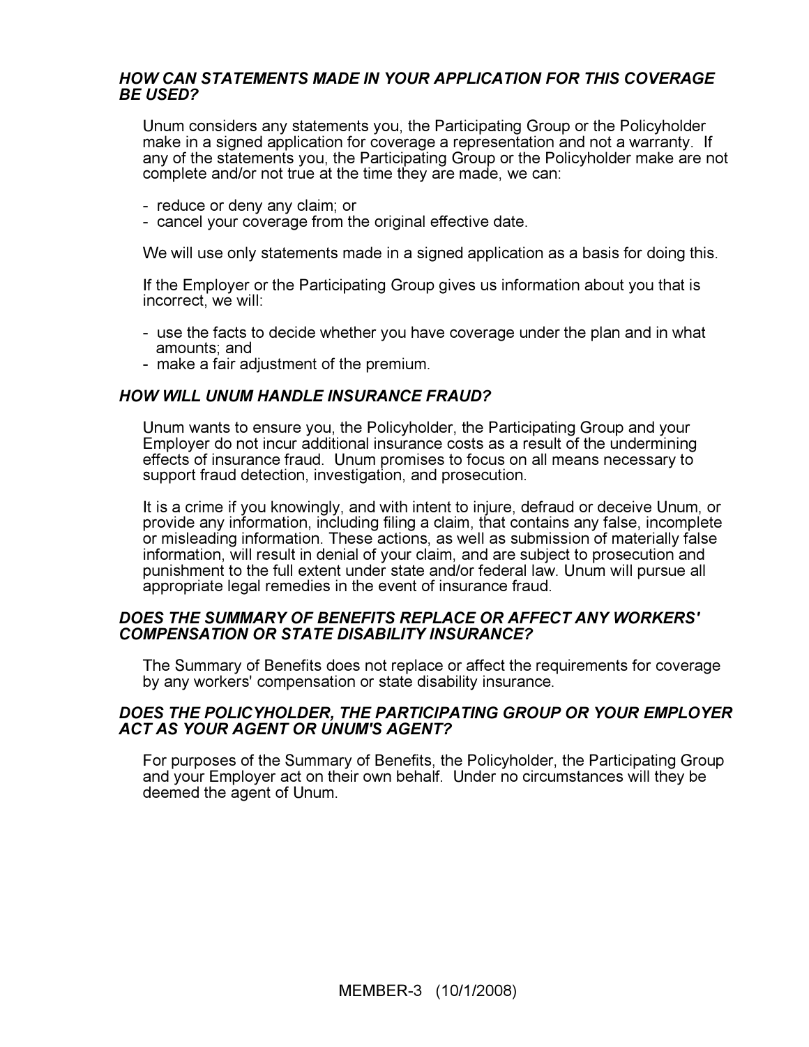### *HOW CAN STATEMENTS MADE IN YOUR APPLICATION FOR THIS COVERAGE BE USED?*

Unum considers any statements you, the Participating Group or the Policyholder make in a signed application for coverage a representation and not a warranty. If any of the statements you, the Participating Group or the Policyholder make are not complete and/or not true at the time they are made, we can:

- reduce or deny any claim; or
- cancel your coverage from the original effective date.

We will use only statements made in a signed application as a basis for doing this.

If the Employer or the Participating Group gives us information about you that is incorrect, we will:

- use the facts to decide whether you have coverage under the plan and in what amounts; and
- make a fair adjustment of the premium.

### *HOW WILL UNUM HANDLE INSURANCE FRAUD?*

Unum wants to ensure you, the Policyholder, the Participating Group and your Employer do not incur additional insurance costs as a result of the undermining effects of insurance fraud. Unum promises to focus on all means necessary to support fraud detection, investigation, and prosecution.

It is a crime if you knowingly, and with intent to injure, defraud or deceive Unum, or provide any information, including filing a claim, that contains any false, incomplete or misleading information. These actions, as well as submission of materially false information, will result in denial of your claim, and are subject to prosecution and punishment to the full extent under state and/or federal law. Unum will pursue all appropriate legal remedies in the event of insurance fraud.

### *DOES THE SUMMARY OF BENEFITS REPLACE OR AFFECT ANY WORKERS' COMPENSATION OR STATE DISABILITY INSURANCE?*

The Summary of Benefits does not replace or affect the requirements for coverage by any workers' compensation or state disability insurance.

### *DOES THE POLICYHOLDER, THE PARTICIPATING GROUP OR YOUR EMPLOYER ACT AS YOUR AGENT OR UNUM'S AGENT?*

For purposes of the Summary of Benefits, the Policyholder, the Participating Group and your Employer act on their own behalf. Under no circumstances will they be deemed the agent of Unum.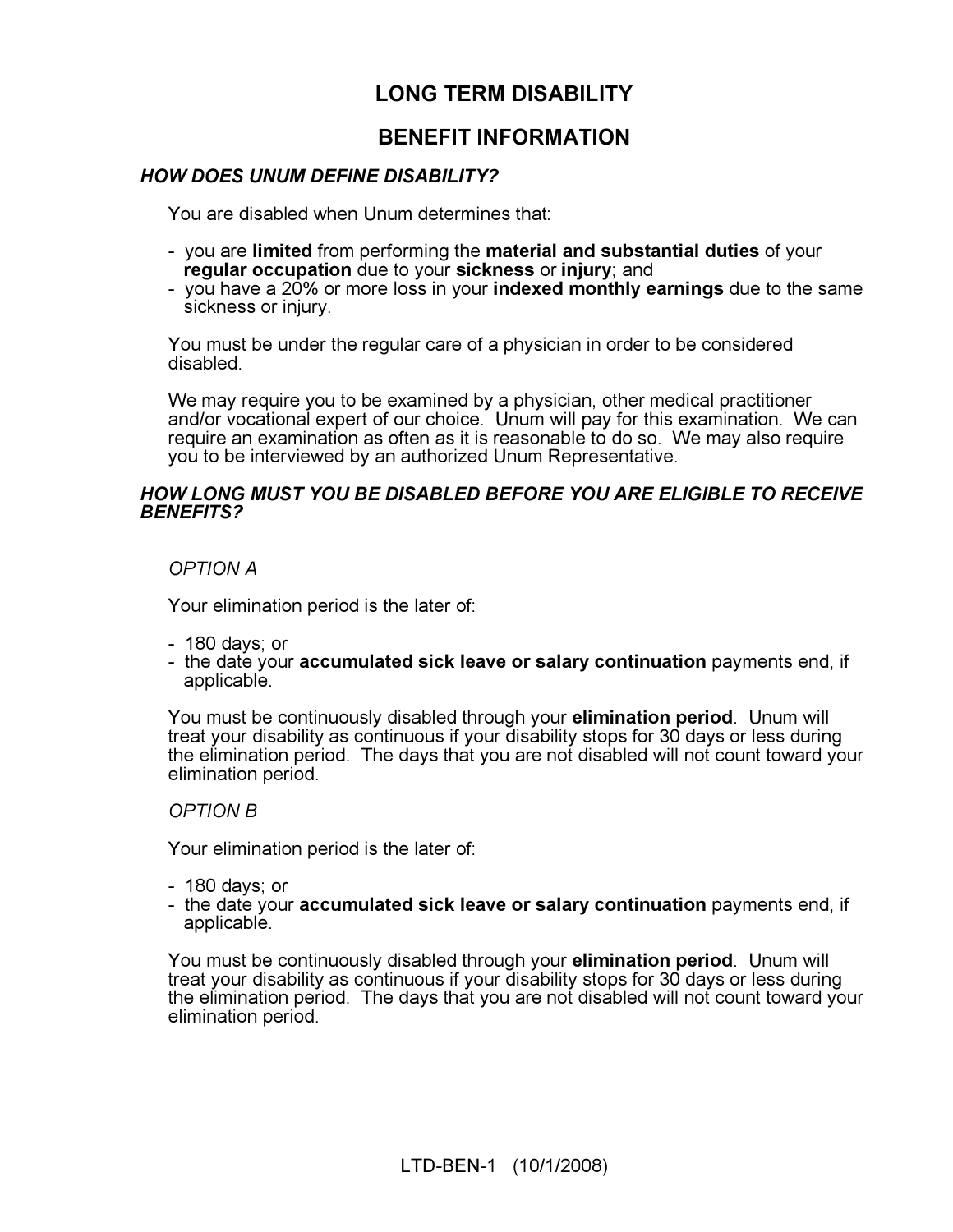# LONG TERM DISABILITY

## BENEFIT INFORMATION

### *HOW DOES UNUM DEFINE DISABILITY?*

You are disabled when Unum determines that:

- you are **limited** from performing the **material and substantial duties** of your **regular occupation** due to your **sickness** or **injury**; and
- you have a 20% or more loss in your **indexed monthly earnings** due to the same sickness or injury.

You must be under the regular care of a physician in order to be considered disabled.

We may require you to be examined by a physician, other medical practitioner and/or vocational expert of our choice. Unum will pay for this examination. We can require an examination as often as it is reasonable to do so. We may also require you to be interviewed by an authorized Unum Representative.

### *HOW LONG MUST YOU BE DISABLED BEFORE YOU ARE ELIGIBLE TO RECEIVE BENEFITS?*

*OPTION A*

Your elimination period is the later of:

- 180 days; or
- the date your **accumulated sick leave or salary continuation** payments end, if applicable.

You must be continuously disabled through your **elimination period**. Unum will treat your disability as continuous if your disability stops for 30 days or less during the elimination period. The days that you are not disabled will not count toward your elimination period.

*OPTION B*

Your elimination period is the later of:

- 180 days; or
- the date your **accumulated sick leave or salary continuation** payments end, if applicable.

You must be continuously disabled through your **elimination period**. Unum will treat your disability as continuous if your disability stops for 30 days or less during the elimination period. The days that you are not disabled will not count toward your elimination period.

LTD-BEN-1 (10/1/2008)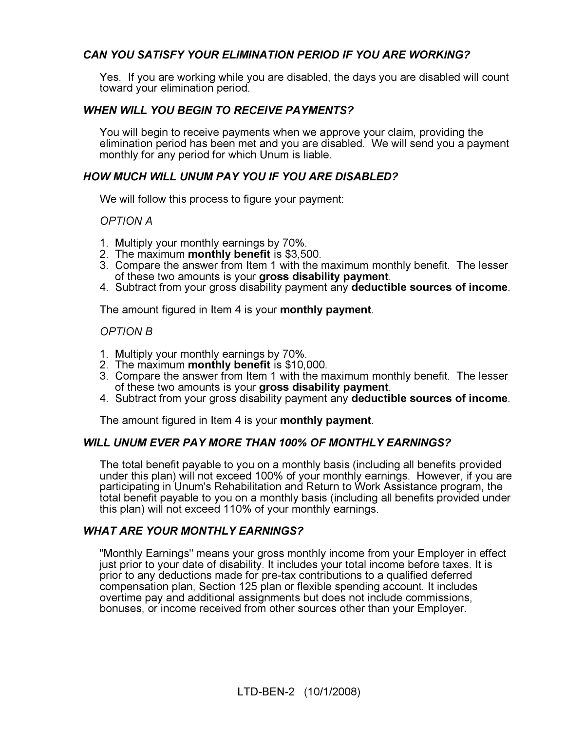### *CAN YOU SATISFY YOUR ELIMINATION PERIOD IF YOU ARE WORKING?*

Yes. If you are working while you are disabled, the days you are disabled will count toward your elimination period.

### *WHEN WILL YOU BEGIN TO RECEIVE PAYMENTS?*

You will begin to receive payments when we approve your claim, providing the elimination period has been met and you are disabled. We will send you a payment monthly for any period for which Unum is liable.

### *HOW MUCH WILL UNUM PAY YOU IF YOU ARE DISABLED?*

We will follow this process to figure your payment:

*OPTION A*

1. Multiply your monthly earnings by 70%.
2. The maximum **monthly benefit** is $3,500.
3. Compare the answer from Item 1 with the maximum monthly benefit. The lesser of these two amounts is your **gross disability payment**.
4. Subtract from your gross disability payment any **deductible sources of income**.

The amount figured in Item 4 is your **monthly payment**.

*OPTION B*

1. Multiply your monthly earnings by 70%.
2. The maximum **monthly benefit** is $10,000.
3. Compare the answer from Item 1 with the maximum monthly benefit. The lesser of these two amounts is your **gross disability payment**.
4. Subtract from your gross disability payment any **deductible sources of income**.

The amount figured in Item 4 is your **monthly payment**.

### *WILL UNUM EVER PAY MORE THAN 100% OF MONTHLY EARNINGS?*

The total benefit payable to you on a monthly basis (including all benefits provided under this plan) will not exceed 100% of your monthly earnings. However, if you are participating in Unum's Rehabilitation and Return to Work Assistance program, the total benefit payable to you on a monthly basis (including all benefits provided under this plan) will not exceed 110% of your monthly earnings.

### *WHAT ARE YOUR MONTHLY EARNINGS?*

"Monthly Earnings" means your gross monthly income from your Employer in effect just prior to your date of disability. It includes your total income before taxes. It is prior to any deductions made for pre-tax contributions to a qualified deferred compensation plan, Section 125 plan or flexible spending account. It includes overtime pay and additional assignments but does not include commissions, bonuses, or income received from other sources other than your Employer.

LTD-BEN-2 (10/1/2008)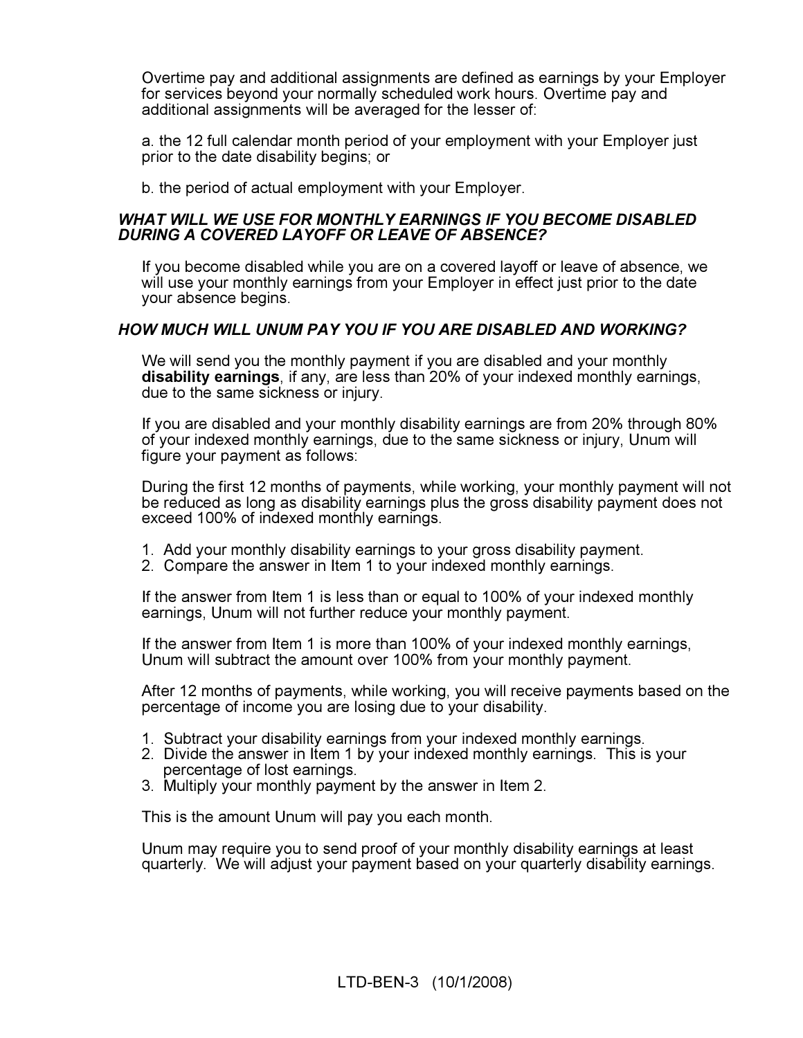Overtime pay and additional assignments are defined as earnings by your Employer for services beyond your normally scheduled work hours. Overtime pay and additional assignments will be averaged for the lesser of:

a. the 12 full calendar month period of your employment with your Employer just prior to the date disability begins; or

b. the period of actual employment with your Employer.

***WHAT WILL WE USE FOR MONTHLY EARNINGS IF YOU BECOME DISABLED DURING A COVERED LAYOFF OR LEAVE OF ABSENCE?***

If you become disabled while you are on a covered layoff or leave of absence, we will use your monthly earnings from your Employer in effect just prior to the date your absence begins.

***HOW MUCH WILL UNUM PAY YOU IF YOU ARE DISABLED AND WORKING?***

We will send you the monthly payment if you are disabled and your monthly **disability earnings**, if any, are less than 20% of your indexed monthly earnings, due to the same sickness or injury.

If you are disabled and your monthly disability earnings are from 20% through 80% of your indexed monthly earnings, due to the same sickness or injury, Unum will figure your payment as follows:

During the first 12 months of payments, while working, your monthly payment will not be reduced as long as disability earnings plus the gross disability payment does not exceed 100% of indexed monthly earnings.

1. Add your monthly disability earnings to your gross disability payment.
2. Compare the answer in Item 1 to your indexed monthly earnings.

If the answer from Item 1 is less than or equal to 100% of your indexed monthly earnings, Unum will not further reduce your monthly payment.

If the answer from Item 1 is more than 100% of your indexed monthly earnings, Unum will subtract the amount over 100% from your monthly payment.

After 12 months of payments, while working, you will receive payments based on the percentage of income you are losing due to your disability.

1. Subtract your disability earnings from your indexed monthly earnings.
2. Divide the answer in Item 1 by your indexed monthly earnings. This is your percentage of lost earnings.
3. Multiply your monthly payment by the answer in Item 2.

This is the amount Unum will pay you each month.

Unum may require you to send proof of your monthly disability earnings at least quarterly. We will adjust your payment based on your quarterly disability earnings.

LTD-BEN-3 (10/1/2008)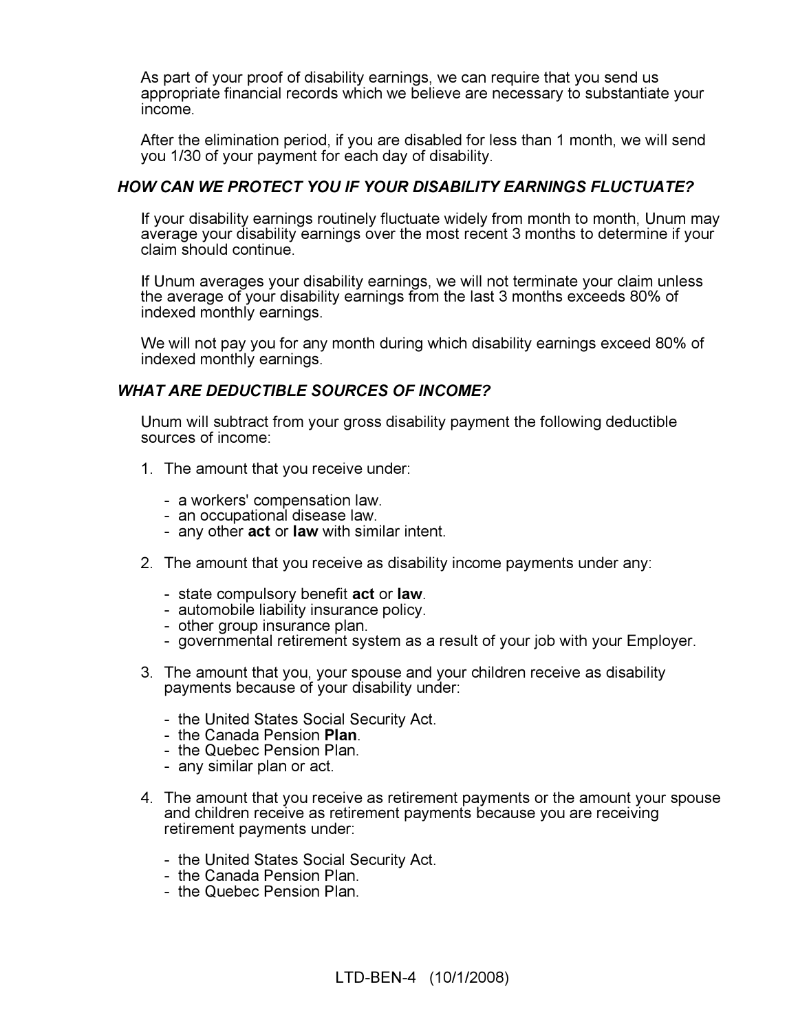As part of your proof of disability earnings, we can require that you send us appropriate financial records which we believe are necessary to substantiate your income.

After the elimination period, if you are disabled for less than 1 month, we will send you 1/30 of your payment for each day of disability.

### *HOW CAN WE PROTECT YOU IF YOUR DISABILITY EARNINGS FLUCTUATE?*

If your disability earnings routinely fluctuate widely from month to month, Unum may average your disability earnings over the most recent 3 months to determine if your claim should continue.

If Unum averages your disability earnings, we will not terminate your claim unless the average of your disability earnings from the last 3 months exceeds 80% of indexed monthly earnings.

We will not pay you for any month during which disability earnings exceed 80% of indexed monthly earnings.

### *WHAT ARE DEDUCTIBLE SOURCES OF INCOME?*

Unum will subtract from your gross disability payment the following deductible sources of income:

1. The amount that you receive under:

   - a workers' compensation law.
   - an occupational disease law.
   - any other **act** or **law** with similar intent.

2. The amount that you receive as disability income payments under any:

   - state compulsory benefit **act** or **law**.
   - automobile liability insurance policy.
   - other group insurance plan.
   - governmental retirement system as a result of your job with your Employer.

3. The amount that you, your spouse and your children receive as disability payments because of your disability under:

   - the United States Social Security Act.
   - the Canada Pension **Plan**.
   - the Quebec Pension Plan.
   - any similar plan or act.

4. The amount that you receive as retirement payments or the amount your spouse and children receive as retirement payments because you are receiving retirement payments under:

   - the United States Social Security Act.
   - the Canada Pension Plan.
   - the Quebec Pension Plan.

LTD-BEN-4 (10/1/2008)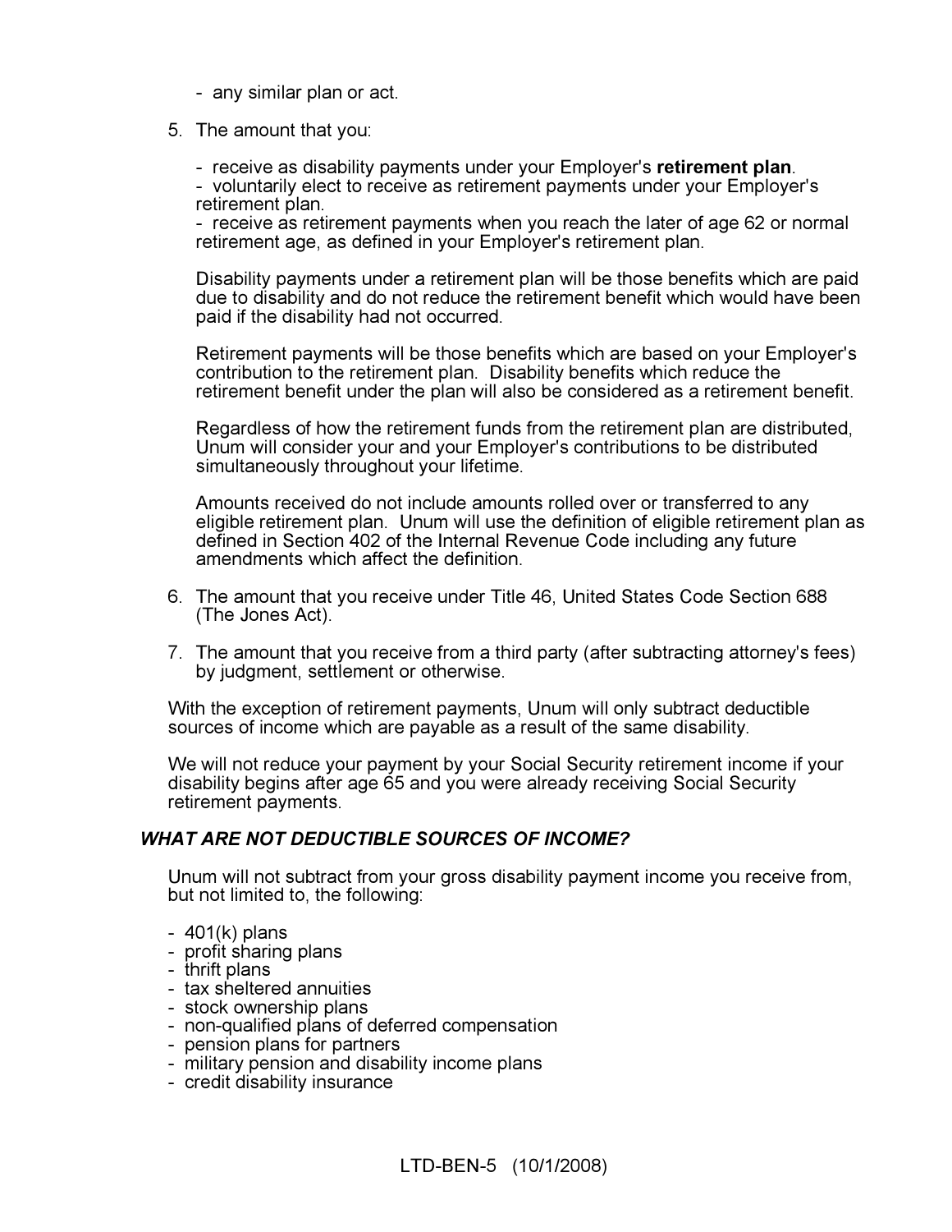- any similar plan or act.

5. The amount that you:

   - receive as disability payments under your Employer's **retirement plan**.
   - voluntarily elect to receive as retirement payments under your Employer's retirement plan.
   - receive as retirement payments when you reach the later of age 62 or normal retirement age, as defined in your Employer's retirement plan.

   Disability payments under a retirement plan will be those benefits which are paid due to disability and do not reduce the retirement benefit which would have been paid if the disability had not occurred.

   Retirement payments will be those benefits which are based on your Employer's contribution to the retirement plan. Disability benefits which reduce the retirement benefit under the plan will also be considered as a retirement benefit.

   Regardless of how the retirement funds from the retirement plan are distributed, Unum will consider your and your Employer's contributions to be distributed simultaneously throughout your lifetime.

   Amounts received do not include amounts rolled over or transferred to any eligible retirement plan. Unum will use the definition of eligible retirement plan as defined in Section 402 of the Internal Revenue Code including any future amendments which affect the definition.

6. The amount that you receive under Title 46, United States Code Section 688 (The Jones Act).

7. The amount that you receive from a third party (after subtracting attorney's fees) by judgment, settlement or otherwise.

With the exception of retirement payments, Unum will only subtract deductible sources of income which are payable as a result of the same disability.

We will not reduce your payment by your Social Security retirement income if your disability begins after age 65 and you were already receiving Social Security retirement payments.

### *WHAT ARE NOT DEDUCTIBLE SOURCES OF INCOME?*

Unum will not subtract from your gross disability payment income you receive from, but not limited to, the following:

- 401(k) plans
- profit sharing plans
- thrift plans
- tax sheltered annuities
- stock ownership plans
- non-qualified plans of deferred compensation
- pension plans for partners
- military pension and disability income plans
- credit disability insurance

LTD-BEN-5 (10/1/2008)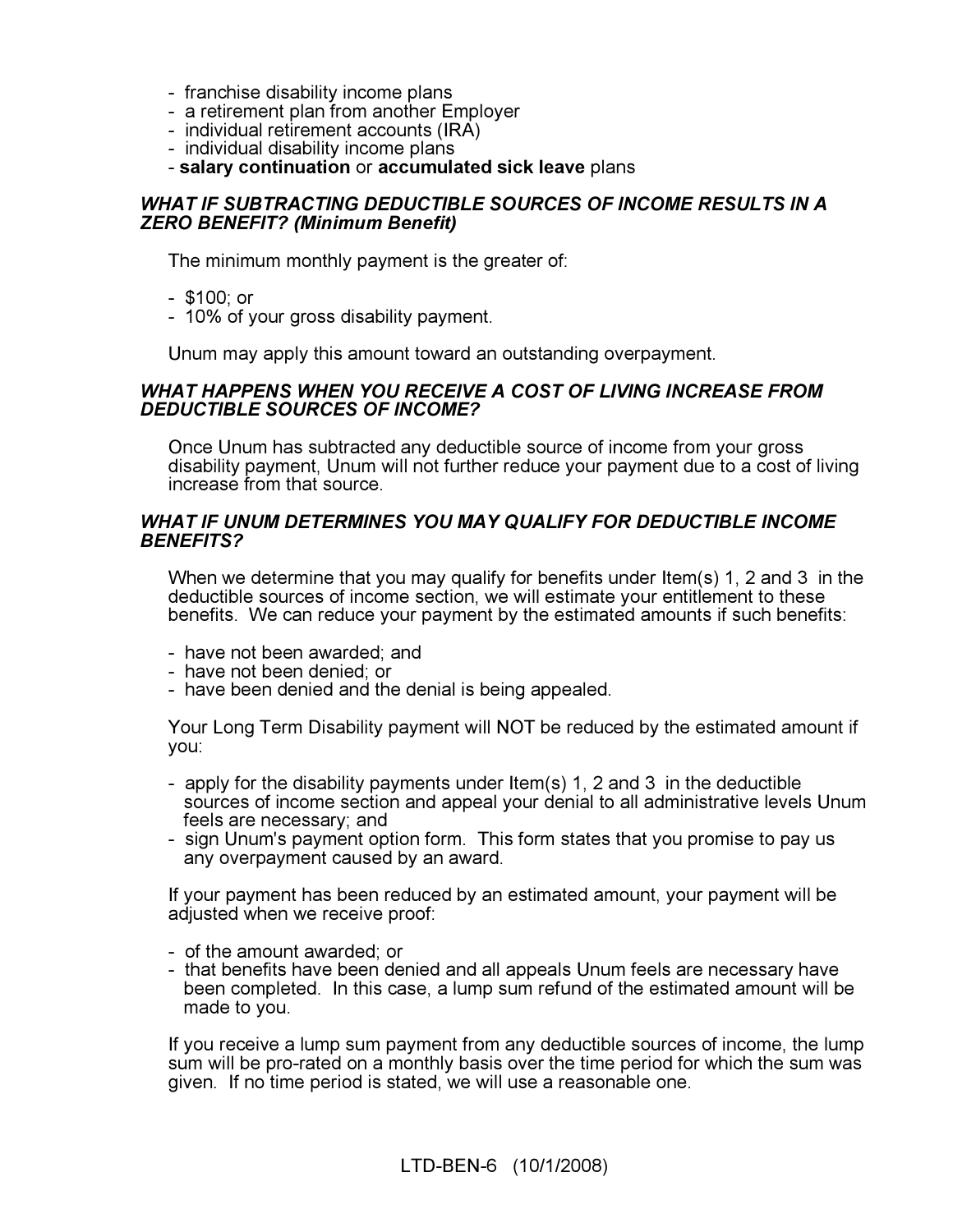- franchise disability income plans
- a retirement plan from another Employer
- individual retirement accounts (IRA)
- individual disability income plans
- **salary continuation** or **accumulated sick leave** plans

***WHAT IF SUBTRACTING DEDUCTIBLE SOURCES OF INCOME RESULTS IN A ZERO BENEFIT? (Minimum Benefit)***

The minimum monthly payment is the greater of:

- $100; or
- 10% of your gross disability payment.

Unum may apply this amount toward an outstanding overpayment.

***WHAT HAPPENS WHEN YOU RECEIVE A COST OF LIVING INCREASE FROM DEDUCTIBLE SOURCES OF INCOME?***

Once Unum has subtracted any deductible source of income from your gross disability payment, Unum will not further reduce your payment due to a cost of living increase from that source.

***WHAT IF UNUM DETERMINES YOU MAY QUALIFY FOR DEDUCTIBLE INCOME BENEFITS?***

When we determine that you may qualify for benefits under Item(s) 1, 2 and 3 in the deductible sources of income section, we will estimate your entitlement to these benefits. We can reduce your payment by the estimated amounts if such benefits:

- have not been awarded; and
- have not been denied; or
- have been denied and the denial is being appealed.

Your Long Term Disability payment will NOT be reduced by the estimated amount if you:

- apply for the disability payments under Item(s) 1, 2 and 3 in the deductible sources of income section and appeal your denial to all administrative levels Unum feels are necessary; and
- sign Unum's payment option form. This form states that you promise to pay us any overpayment caused by an award.

If your payment has been reduced by an estimated amount, your payment will be adjusted when we receive proof:

- of the amount awarded; or
- that benefits have been denied and all appeals Unum feels are necessary have been completed. In this case, a lump sum refund of the estimated amount will be made to you.

If you receive a lump sum payment from any deductible sources of income, the lump sum will be pro-rated on a monthly basis over the time period for which the sum was given. If no time period is stated, we will use a reasonable one.

LTD-BEN-6 (10/1/2008)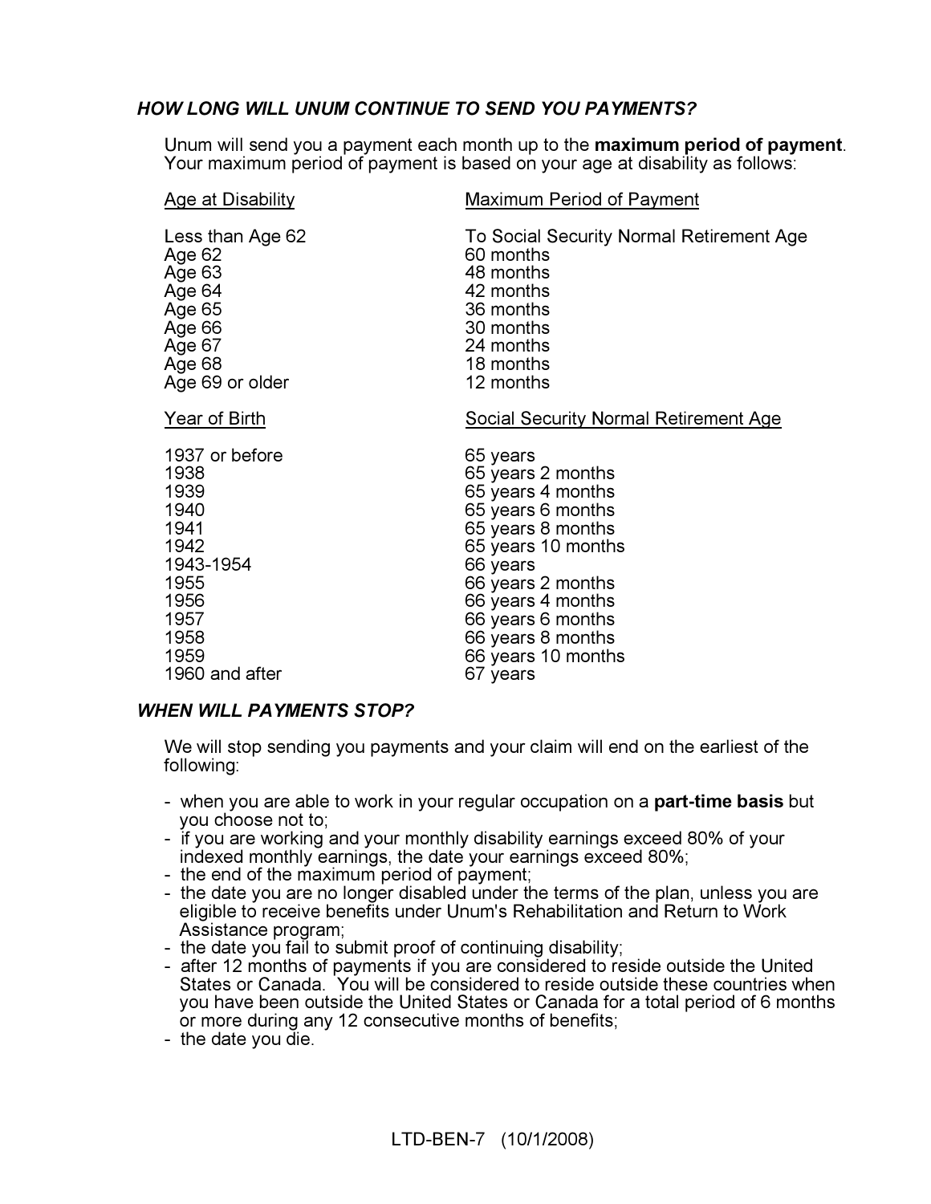### *HOW LONG WILL UNUM CONTINUE TO SEND YOU PAYMENTS?*

Unum will send you a payment each month up to the **maximum period of payment**. Your maximum period of payment is based on your age at disability as follows:

| Age at Disability | Maximum Period of Payment |
|---|---|
| Less than Age 62 | To Social Security Normal Retirement Age |
| Age 62 | 60 months |
| Age 63 | 48 months |
| Age 64 | 42 months |
| Age 65 | 36 months |
| Age 66 | 30 months |
| Age 67 | 24 months |
| Age 68 | 18 months |
| Age 69 or older | 12 months |

| Year of Birth | Social Security Normal Retirement Age |
|---|---|
| 1937 or before | 65 years |
| 1938 | 65 years 2 months |
| 1939 | 65 years 4 months |
| 1940 | 65 years 6 months |
| 1941 | 65 years 8 months |
| 1942 | 65 years 10 months |
| 1943-1954 | 66 years |
| 1955 | 66 years 2 months |
| 1956 | 66 years 4 months |
| 1957 | 66 years 6 months |
| 1958 | 66 years 8 months |
| 1959 | 66 years 10 months |
| 1960 and after | 67 years |

### *WHEN WILL PAYMENTS STOP?*

We will stop sending you payments and your claim will end on the earliest of the following:

- when you are able to work in your regular occupation on a **part-time basis** but you choose not to;
- if you are working and your monthly disability earnings exceed 80% of your indexed monthly earnings, the date your earnings exceed 80%;
- the end of the maximum period of payment;
- the date you are no longer disabled under the terms of the plan, unless you are eligible to receive benefits under Unum's Rehabilitation and Return to Work Assistance program;
- the date you fail to submit proof of continuing disability;
- after 12 months of payments if you are considered to reside outside the United States or Canada. You will be considered to reside outside these countries when you have been outside the United States or Canada for a total period of 6 months or more during any 12 consecutive months of benefits;
- the date you die.

LTD-BEN-7 (10/1/2008)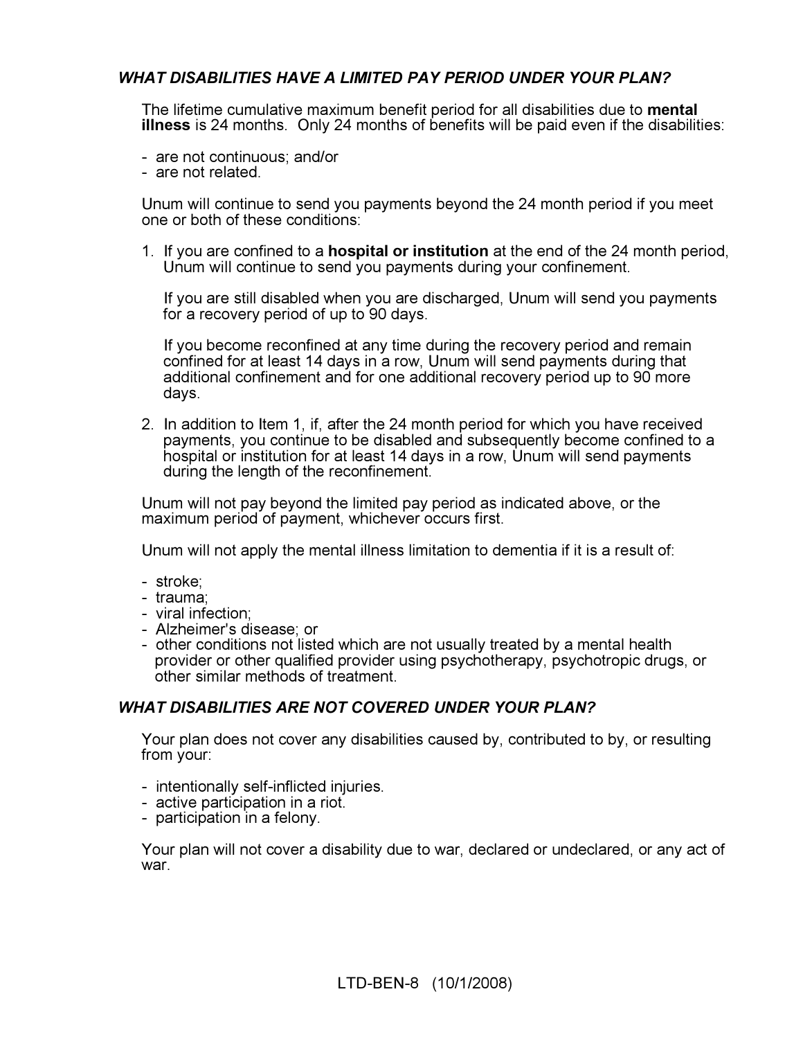### *WHAT DISABILITIES HAVE A LIMITED PAY PERIOD UNDER YOUR PLAN?*

The lifetime cumulative maximum benefit period for all disabilities due to **mental illness** is 24 months. Only 24 months of benefits will be paid even if the disabilities:

- are not continuous; and/or
- are not related.

Unum will continue to send you payments beyond the 24 month period if you meet one or both of these conditions:

1. If you are confined to a **hospital or institution** at the end of the 24 month period, Unum will continue to send you payments during your confinement.

   If you are still disabled when you are discharged, Unum will send you payments for a recovery period of up to 90 days.

   If you become reconfined at any time during the recovery period and remain confined for at least 14 days in a row, Unum will send payments during that additional confinement and for one additional recovery period up to 90 more days.

2. In addition to Item 1, if, after the 24 month period for which you have received payments, you continue to be disabled and subsequently become confined to a hospital or institution for at least 14 days in a row, Unum will send payments during the length of the reconfinement.

Unum will not pay beyond the limited pay period as indicated above, or the maximum period of payment, whichever occurs first.

Unum will not apply the mental illness limitation to dementia if it is a result of:

- stroke;
- trauma;
- viral infection;
- Alzheimer's disease; or
- other conditions not listed which are not usually treated by a mental health provider or other qualified provider using psychotherapy, psychotropic drugs, or other similar methods of treatment.

### *WHAT DISABILITIES ARE NOT COVERED UNDER YOUR PLAN?*

Your plan does not cover any disabilities caused by, contributed to by, or resulting from your:

- intentionally self-inflicted injuries.
- active participation in a riot.
- participation in a felony.

Your plan will not cover a disability due to war, declared or undeclared, or any act of war.

LTD-BEN-8 (10/1/2008)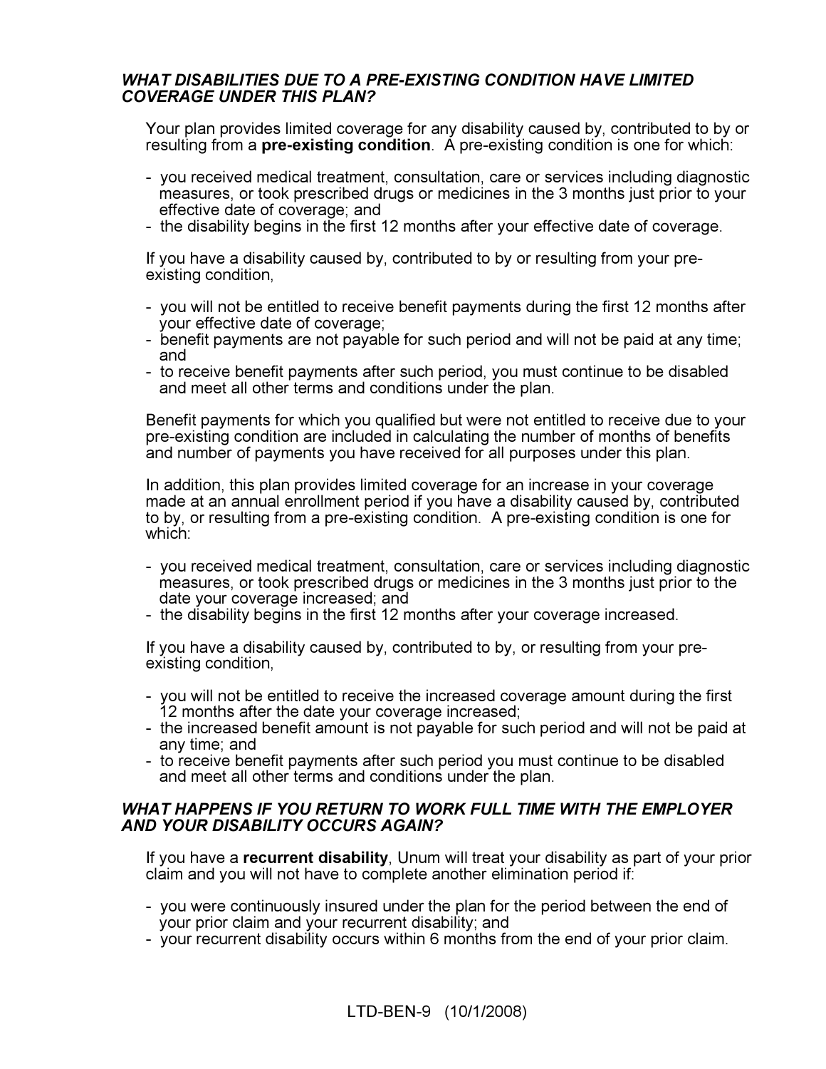### *WHAT DISABILITIES DUE TO A PRE-EXISTING CONDITION HAVE LIMITED COVERAGE UNDER THIS PLAN?*

Your plan provides limited coverage for any disability caused by, contributed to by or resulting from a **pre-existing condition**. A pre-existing condition is one for which:

- you received medical treatment, consultation, care or services including diagnostic measures, or took prescribed drugs or medicines in the 3 months just prior to your effective date of coverage; and
- the disability begins in the first 12 months after your effective date of coverage.

If you have a disability caused by, contributed to by or resulting from your pre-existing condition,

- you will not be entitled to receive benefit payments during the first 12 months after your effective date of coverage;
- benefit payments are not payable for such period and will not be paid at any time; and
- to receive benefit payments after such period, you must continue to be disabled and meet all other terms and conditions under the plan.

Benefit payments for which you qualified but were not entitled to receive due to your pre-existing condition are included in calculating the number of months of benefits and number of payments you have received for all purposes under this plan.

In addition, this plan provides limited coverage for an increase in your coverage made at an annual enrollment period if you have a disability caused by, contributed to by, or resulting from a pre-existing condition. A pre-existing condition is one for which:

- you received medical treatment, consultation, care or services including diagnostic measures, or took prescribed drugs or medicines in the 3 months just prior to the date your coverage increased; and
- the disability begins in the first 12 months after your coverage increased.

If you have a disability caused by, contributed to by, or resulting from your pre-existing condition,

- you will not be entitled to receive the increased coverage amount during the first 12 months after the date your coverage increased;
- the increased benefit amount is not payable for such period and will not be paid at any time; and
- to receive benefit payments after such period you must continue to be disabled and meet all other terms and conditions under the plan.

### *WHAT HAPPENS IF YOU RETURN TO WORK FULL TIME WITH THE EMPLOYER AND YOUR DISABILITY OCCURS AGAIN?*

If you have a **recurrent disability**, Unum will treat your disability as part of your prior claim and you will not have to complete another elimination period if:

- you were continuously insured under the plan for the period between the end of your prior claim and your recurrent disability; and
- your recurrent disability occurs within 6 months from the end of your prior claim.

LTD-BEN-9 (10/1/2008)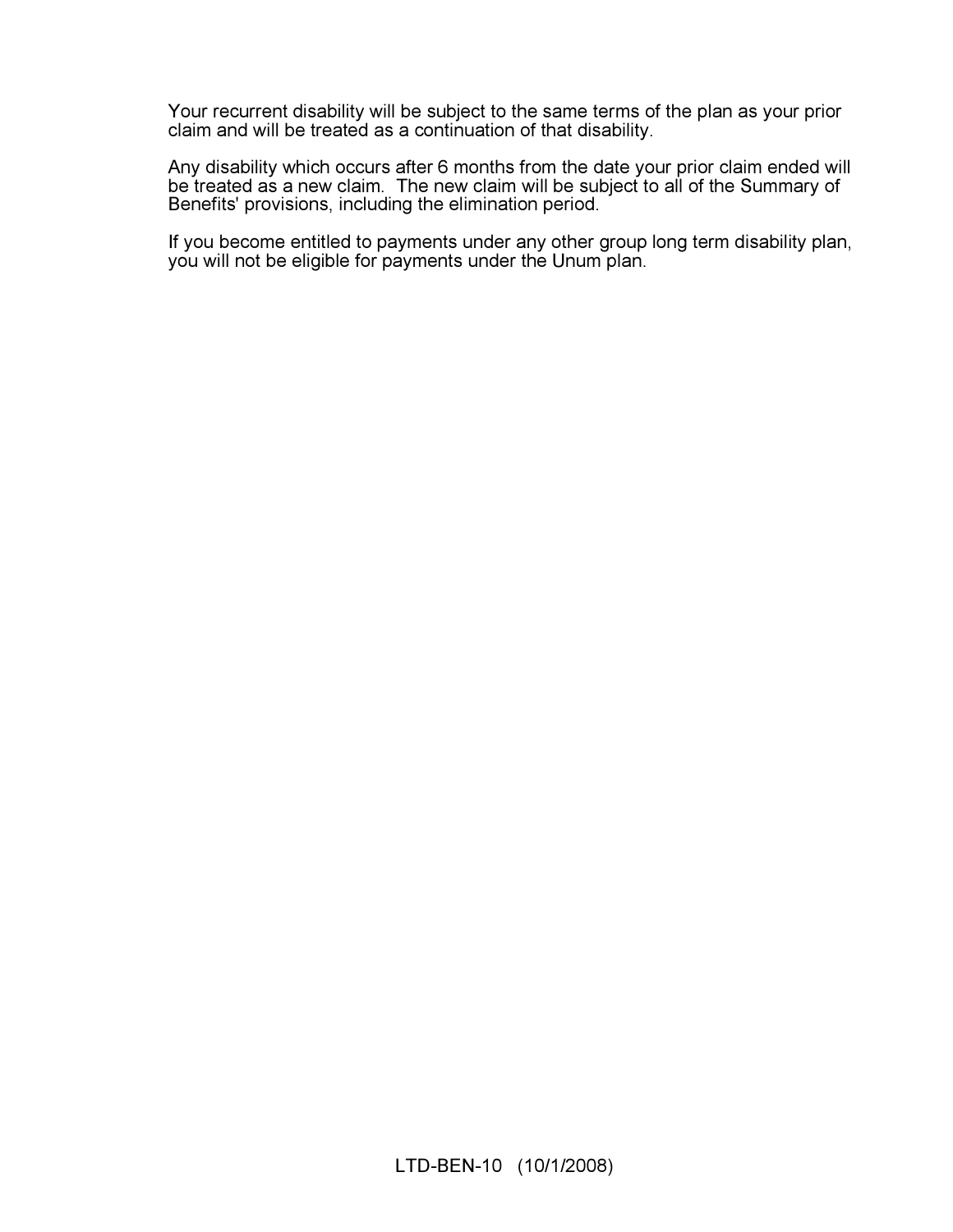Your recurrent disability will be subject to the same terms of the plan as your prior claim and will be treated as a continuation of that disability.

Any disability which occurs after 6 months from the date your prior claim ended will be treated as a new claim. The new claim will be subject to all of the Summary of Benefits' provisions, including the elimination period.

If you become entitled to payments under any other group long term disability plan, you will not be eligible for payments under the Unum plan.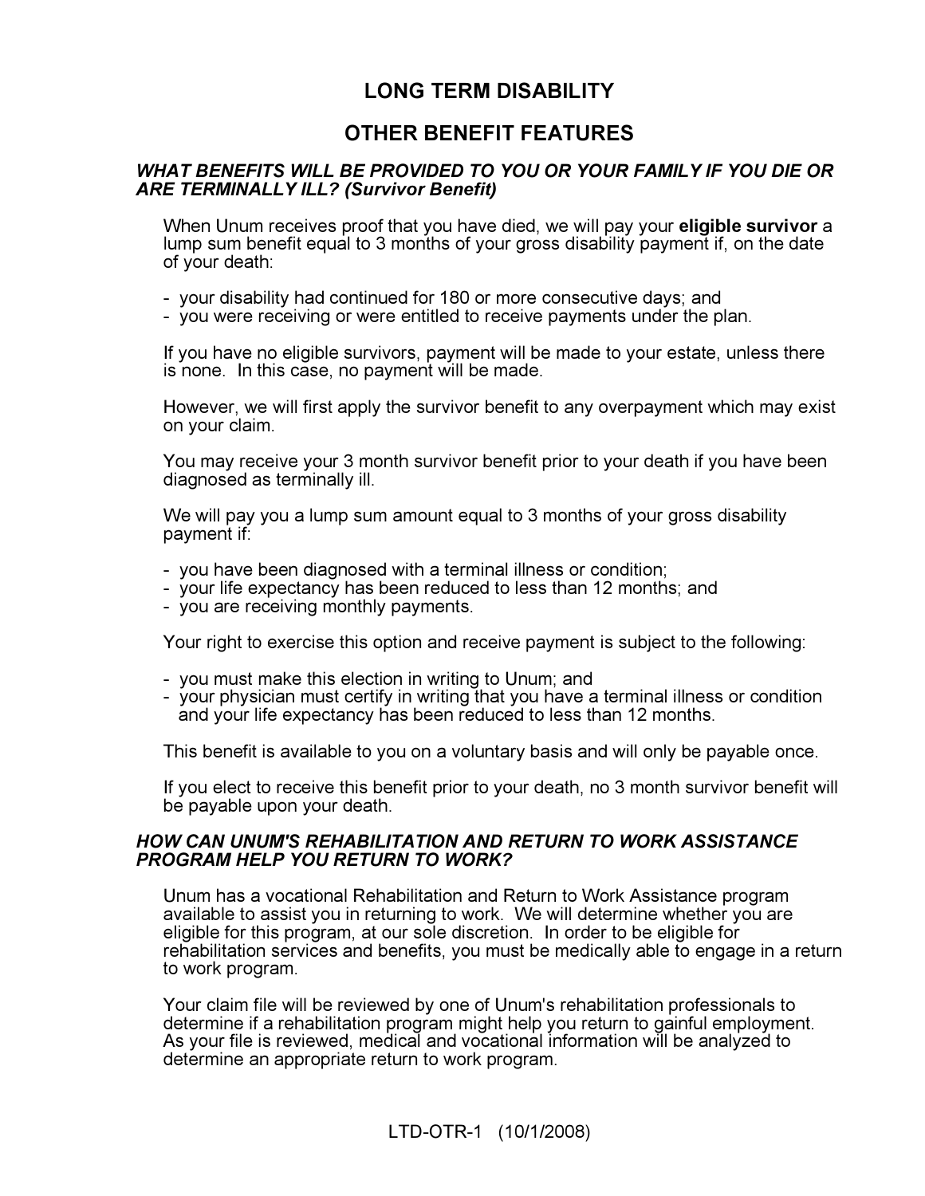## LONG TERM DISABILITY

## OTHER BENEFIT FEATURES

### *WHAT BENEFITS WILL BE PROVIDED TO YOU OR YOUR FAMILY IF YOU DIE OR ARE TERMINALLY ILL? (Survivor Benefit)*

When Unum receives proof that you have died, we will pay your **eligible survivor** a lump sum benefit equal to 3 months of your gross disability payment if, on the date of your death:

- your disability had continued for 180 or more consecutive days; and
- you were receiving or were entitled to receive payments under the plan.

If you have no eligible survivors, payment will be made to your estate, unless there is none. In this case, no payment will be made.

However, we will first apply the survivor benefit to any overpayment which may exist on your claim.

You may receive your 3 month survivor benefit prior to your death if you have been diagnosed as terminally ill.

We will pay you a lump sum amount equal to 3 months of your gross disability payment if:

- you have been diagnosed with a terminal illness or condition;
- your life expectancy has been reduced to less than 12 months; and
- you are receiving monthly payments.

Your right to exercise this option and receive payment is subject to the following:

- you must make this election in writing to Unum; and
- your physician must certify in writing that you have a terminal illness or condition and your life expectancy has been reduced to less than 12 months.

This benefit is available to you on a voluntary basis and will only be payable once.

If you elect to receive this benefit prior to your death, no 3 month survivor benefit will be payable upon your death.

### *HOW CAN UNUM'S REHABILITATION AND RETURN TO WORK ASSISTANCE PROGRAM HELP YOU RETURN TO WORK?*

Unum has a vocational Rehabilitation and Return to Work Assistance program available to assist you in returning to work. We will determine whether you are eligible for this program, at our sole discretion. In order to be eligible for rehabilitation services and benefits, you must be medically able to engage in a return to work program.

Your claim file will be reviewed by one of Unum's rehabilitation professionals to determine if a rehabilitation program might help you return to gainful employment. As your file is reviewed, medical and vocational information will be analyzed to determine an appropriate return to work program.

LTD-OTR-1 (10/1/2008)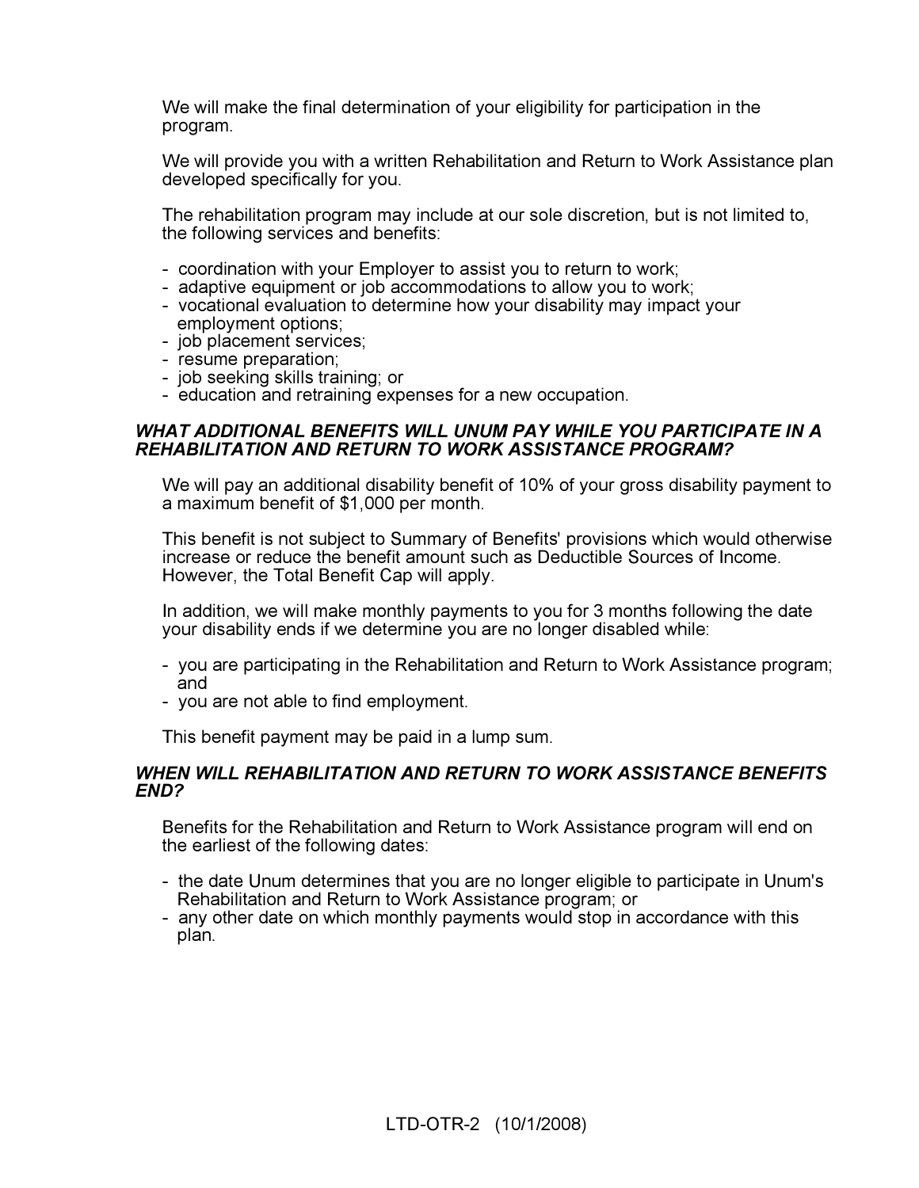We will make the final determination of your eligibility for participation in the program.

We will provide you with a written Rehabilitation and Return to Work Assistance plan developed specifically for you.

The rehabilitation program may include at our sole discretion, but is not limited to, the following services and benefits:

- coordination with your Employer to assist you to return to work;
- adaptive equipment or job accommodations to allow you to work;
- vocational evaluation to determine how your disability may impact your employment options;
- job placement services;
- resume preparation;
- job seeking skills training; or
- education and retraining expenses for a new occupation.

***WHAT ADDITIONAL BENEFITS WILL UNUM PAY WHILE YOU PARTICIPATE IN A REHABILITATION AND RETURN TO WORK ASSISTANCE PROGRAM?***

We will pay an additional disability benefit of 10% of your gross disability payment to a maximum benefit of $1,000 per month.

This benefit is not subject to Summary of Benefits' provisions which would otherwise increase or reduce the benefit amount such as Deductible Sources of Income. However, the Total Benefit Cap will apply.

In addition, we will make monthly payments to you for 3 months following the date your disability ends if we determine you are no longer disabled while:

- you are participating in the Rehabilitation and Return to Work Assistance program; and
- you are not able to find employment.

This benefit payment may be paid in a lump sum.

***WHEN WILL REHABILITATION AND RETURN TO WORK ASSISTANCE BENEFITS END?***

Benefits for the Rehabilitation and Return to Work Assistance program will end on the earliest of the following dates:

- the date Unum determines that you are no longer eligible to participate in Unum's Rehabilitation and Return to Work Assistance program; or
- any other date on which monthly payments would stop in accordance with this plan.

LTD-OTR-2 (10/1/2008)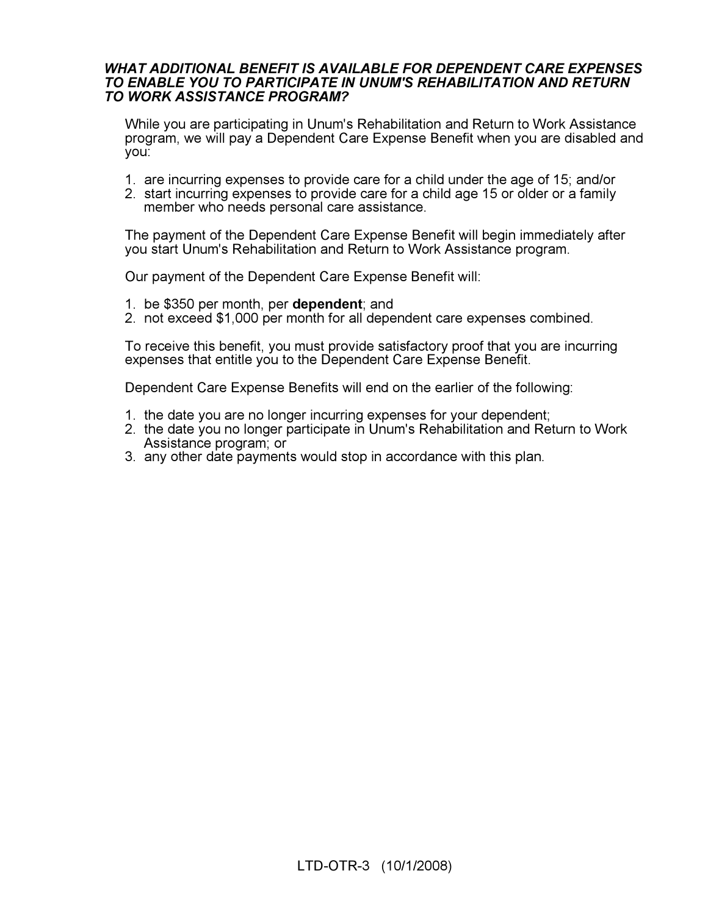***WHAT ADDITIONAL BENEFIT IS AVAILABLE FOR DEPENDENT CARE EXPENSES TO ENABLE YOU TO PARTICIPATE IN UNUM'S REHABILITATION AND RETURN TO WORK ASSISTANCE PROGRAM?***

While you are participating in Unum's Rehabilitation and Return to Work Assistance program, we will pay a Dependent Care Expense Benefit when you are disabled and you:

1. are incurring expenses to provide care for a child under the age of 15; and/or
2. start incurring expenses to provide care for a child age 15 or older or a family member who needs personal care assistance.

The payment of the Dependent Care Expense Benefit will begin immediately after you start Unum's Rehabilitation and Return to Work Assistance program.

Our payment of the Dependent Care Expense Benefit will:

1. be $350 per month, per **dependent**; and
2. not exceed $1,000 per month for all dependent care expenses combined.

To receive this benefit, you must provide satisfactory proof that you are incurring expenses that entitle you to the Dependent Care Expense Benefit.

Dependent Care Expense Benefits will end on the earlier of the following:

1. the date you are no longer incurring expenses for your dependent;
2. the date you no longer participate in Unum's Rehabilitation and Return to Work Assistance program; or
3. any other date payments would stop in accordance with this plan.

LTD-OTR-3 (10/1/2008)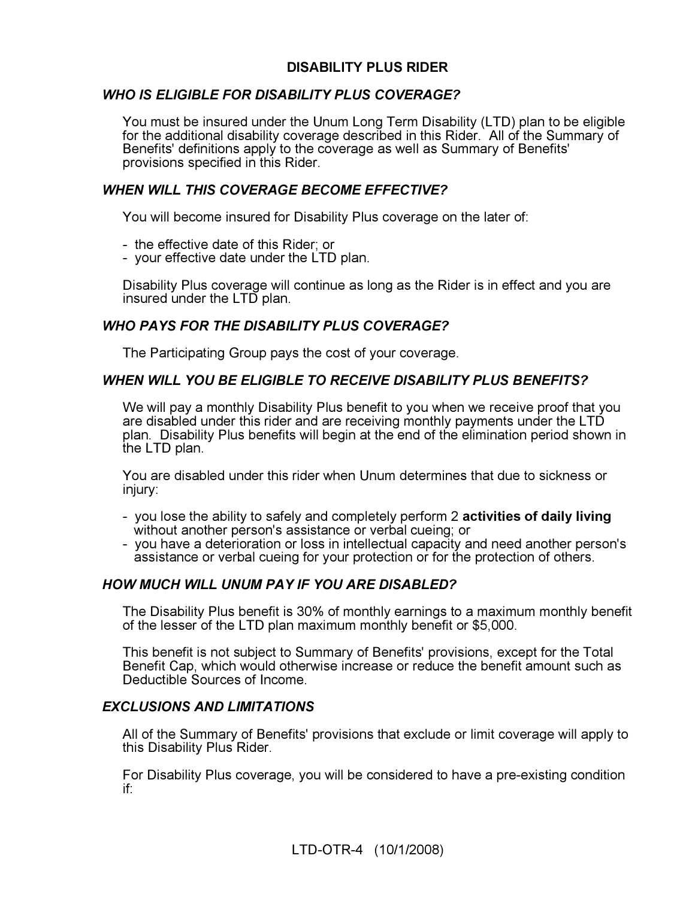# DISABILITY PLUS RIDER

### *WHO IS ELIGIBLE FOR DISABILITY PLUS COVERAGE?*

You must be insured under the Unum Long Term Disability (LTD) plan to be eligible for the additional disability coverage described in this Rider. All of the Summary of Benefits' definitions apply to the coverage as well as Summary of Benefits' provisions specified in this Rider.

### *WHEN WILL THIS COVERAGE BECOME EFFECTIVE?*

You will become insured for Disability Plus coverage on the later of:

- the effective date of this Rider; or
- your effective date under the LTD plan.

Disability Plus coverage will continue as long as the Rider is in effect and you are insured under the LTD plan.

### *WHO PAYS FOR THE DISABILITY PLUS COVERAGE?*

The Participating Group pays the cost of your coverage.

### *WHEN WILL YOU BE ELIGIBLE TO RECEIVE DISABILITY PLUS BENEFITS?*

We will pay a monthly Disability Plus benefit to you when we receive proof that you are disabled under this rider and are receiving monthly payments under the LTD plan. Disability Plus benefits will begin at the end of the elimination period shown in the LTD plan.

You are disabled under this rider when Unum determines that due to sickness or injury:

- you lose the ability to safely and completely perform 2 **activities of daily living** without another person's assistance or verbal cueing; or
- you have a deterioration or loss in intellectual capacity and need another person's assistance or verbal cueing for your protection or for the protection of others.

### *HOW MUCH WILL UNUM PAY IF YOU ARE DISABLED?*

The Disability Plus benefit is 30% of monthly earnings to a maximum monthly benefit of the lesser of the LTD plan maximum monthly benefit or $5,000.

This benefit is not subject to Summary of Benefits' provisions, except for the Total Benefit Cap, which would otherwise increase or reduce the benefit amount such as Deductible Sources of Income.

### *EXCLUSIONS AND LIMITATIONS*

All of the Summary of Benefits' provisions that exclude or limit coverage will apply to this Disability Plus Rider.

For Disability Plus coverage, you will be considered to have a pre-existing condition if:

LTD-OTR-4 (10/1/2008)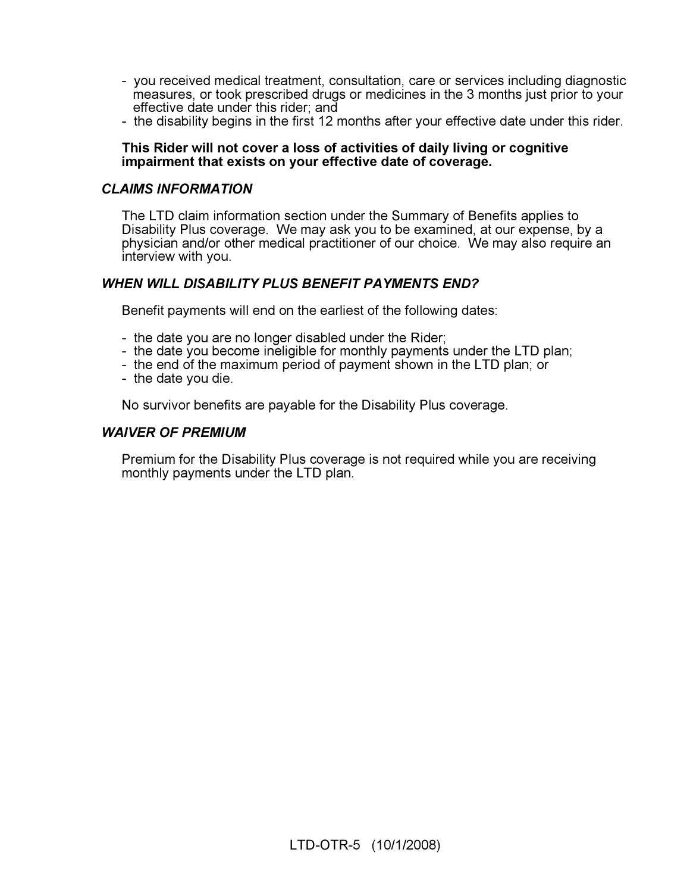- you received medical treatment, consultation, care or services including diagnostic measures, or took prescribed drugs or medicines in the 3 months just prior to your effective date under this rider; and
- the disability begins in the first 12 months after your effective date under this rider.

**This Rider will not cover a loss of activities of daily living or cognitive impairment that exists on your effective date of coverage.**

### *CLAIMS INFORMATION*

The LTD claim information section under the Summary of Benefits applies to Disability Plus coverage. We may ask you to be examined, at our expense, by a physician and/or other medical practitioner of our choice. We may also require an interview with you.

### *WHEN WILL DISABILITY PLUS BENEFIT PAYMENTS END?*

Benefit payments will end on the earliest of the following dates:

- the date you are no longer disabled under the Rider;
- the date you become ineligible for monthly payments under the LTD plan;
- the end of the maximum period of payment shown in the LTD plan; or
- the date you die.

No survivor benefits are payable for the Disability Plus coverage.

### *WAIVER OF PREMIUM*

Premium for the Disability Plus coverage is not required while you are receiving monthly payments under the LTD plan.

LTD-OTR-5 (10/1/2008)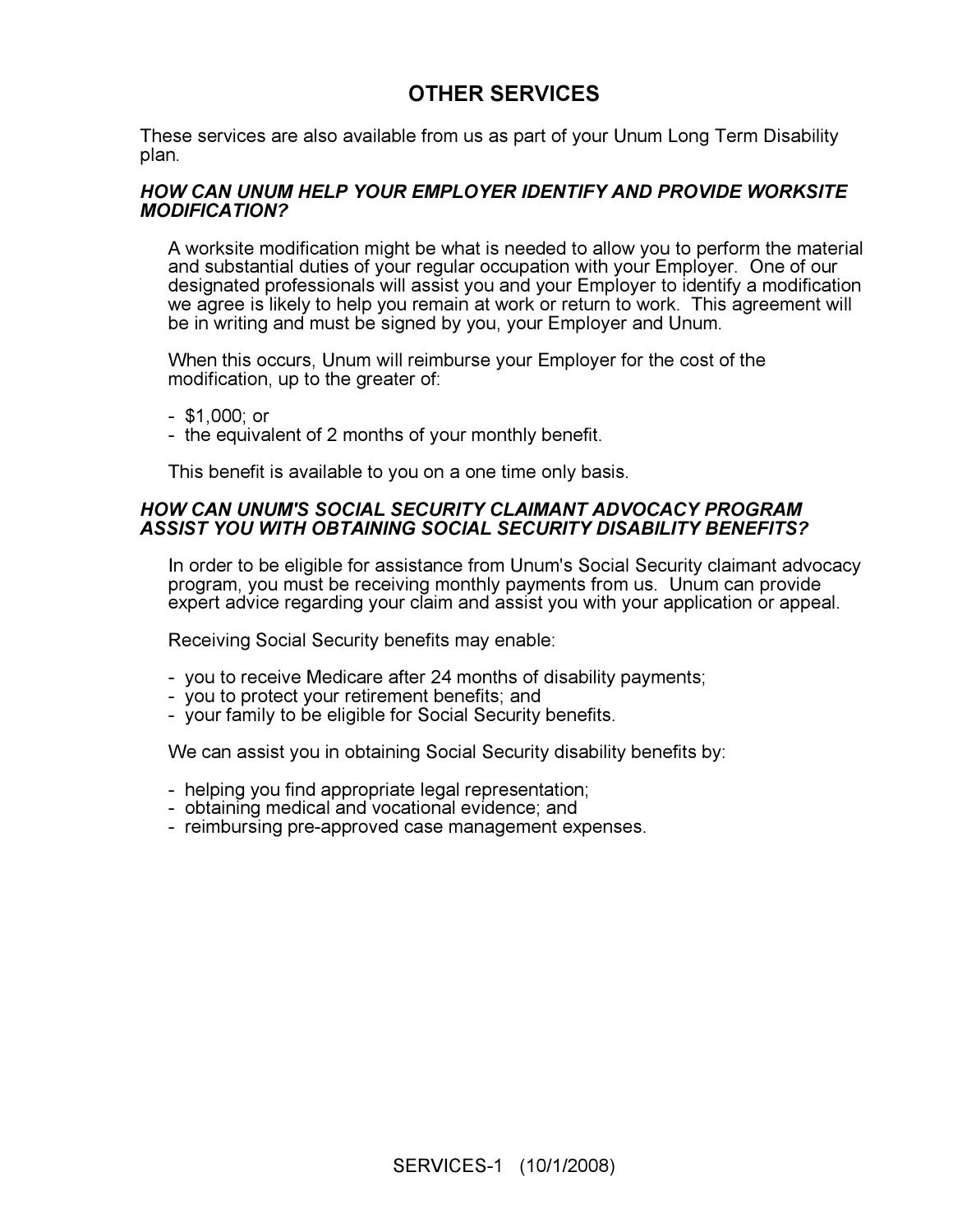# OTHER SERVICES

These services are also available from us as part of your Unum Long Term Disability plan.

### *HOW CAN UNUM HELP YOUR EMPLOYER IDENTIFY AND PROVIDE WORKSITE MODIFICATION?*

A worksite modification might be what is needed to allow you to perform the material and substantial duties of your regular occupation with your Employer. One of our designated professionals will assist you and your Employer to identify a modification we agree is likely to help you remain at work or return to work. This agreement will be in writing and must be signed by you, your Employer and Unum.

When this occurs, Unum will reimburse your Employer for the cost of the modification, up to the greater of:

- $1,000; or
- the equivalent of 2 months of your monthly benefit.

This benefit is available to you on a one time only basis.

### *HOW CAN UNUM'S SOCIAL SECURITY CLAIMANT ADVOCACY PROGRAM ASSIST YOU WITH OBTAINING SOCIAL SECURITY DISABILITY BENEFITS?*

In order to be eligible for assistance from Unum's Social Security claimant advocacy program, you must be receiving monthly payments from us. Unum can provide expert advice regarding your claim and assist you with your application or appeal.

Receiving Social Security benefits may enable:

- you to receive Medicare after 24 months of disability payments;
- you to protect your retirement benefits; and
- your family to be eligible for Social Security benefits.

We can assist you in obtaining Social Security disability benefits by:

- helping you find appropriate legal representation;
- obtaining medical and vocational evidence; and
- reimbursing pre-approved case management expenses.

SERVICES-1 (10/1/2008)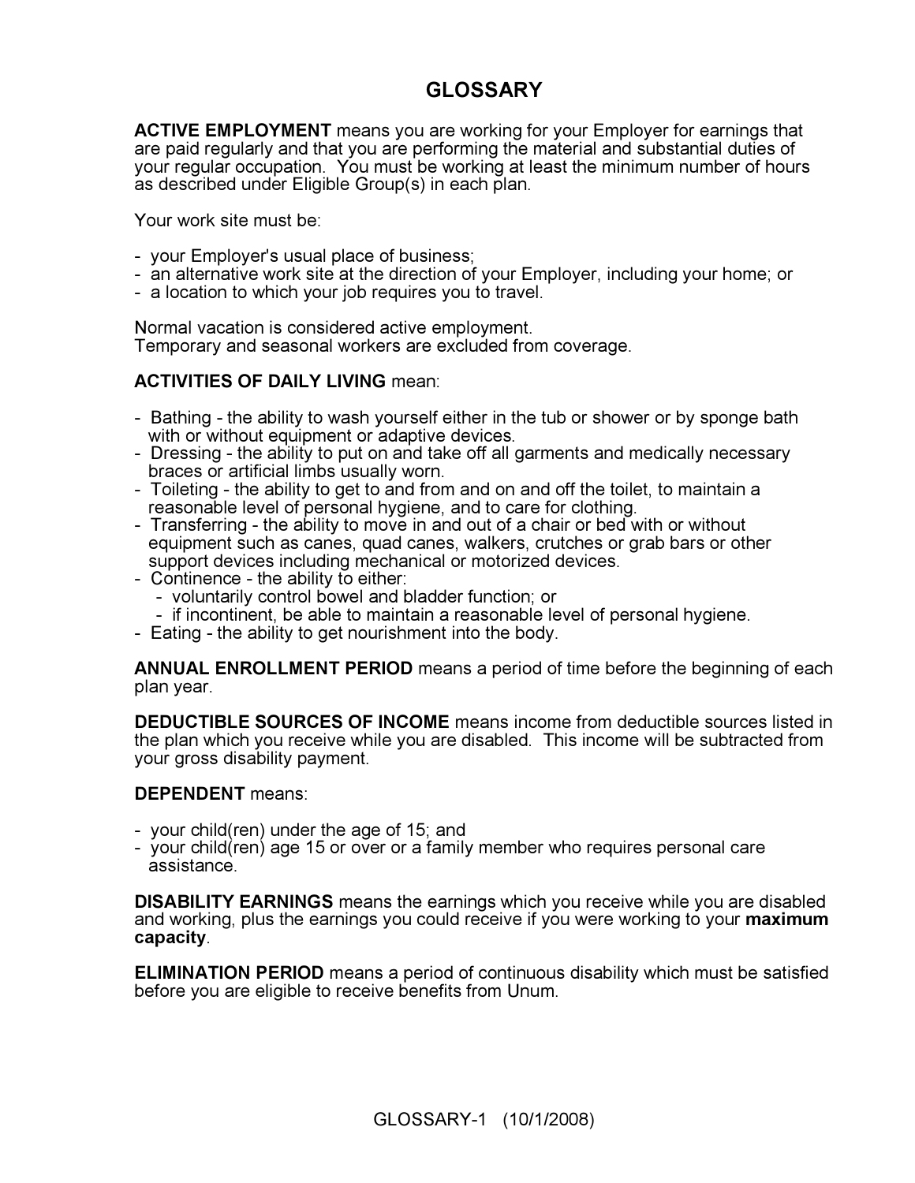# GLOSSARY

**ACTIVE EMPLOYMENT** means you are working for your Employer for earnings that are paid regularly and that you are performing the material and substantial duties of your regular occupation. You must be working at least the minimum number of hours as described under Eligible Group(s) in each plan.

Your work site must be:

- your Employer's usual place of business;
- an alternative work site at the direction of your Employer, including your home; or
- a location to which your job requires you to travel.

Normal vacation is considered active employment.
Temporary and seasonal workers are excluded from coverage.

**ACTIVITIES OF DAILY LIVING** mean:

- Bathing - the ability to wash yourself either in the tub or shower or by sponge bath with or without equipment or adaptive devices.
- Dressing - the ability to put on and take off all garments and medically necessary braces or artificial limbs usually worn.
- Toileting - the ability to get to and from and on and off the toilet, to maintain a reasonable level of personal hygiene, and to care for clothing.
- Transferring - the ability to move in and out of a chair or bed with or without equipment such as canes, quad canes, walkers, crutches or grab bars or other support devices including mechanical or motorized devices.
- Continence - the ability to either:
  - voluntarily control bowel and bladder function; or
  - if incontinent, be able to maintain a reasonable level of personal hygiene.
- Eating - the ability to get nourishment into the body.

**ANNUAL ENROLLMENT PERIOD** means a period of time before the beginning of each plan year.

**DEDUCTIBLE SOURCES OF INCOME** means income from deductible sources listed in the plan which you receive while you are disabled. This income will be subtracted from your gross disability payment.

**DEPENDENT** means:

- your child(ren) under the age of 15; and
- your child(ren) age 15 or over or a family member who requires personal care assistance.

**DISABILITY EARNINGS** means the earnings which you receive while you are disabled and working, plus the earnings you could receive if you were working to your **maximum capacity**.

**ELIMINATION PERIOD** means a period of continuous disability which must be satisfied before you are eligible to receive benefits from Unum.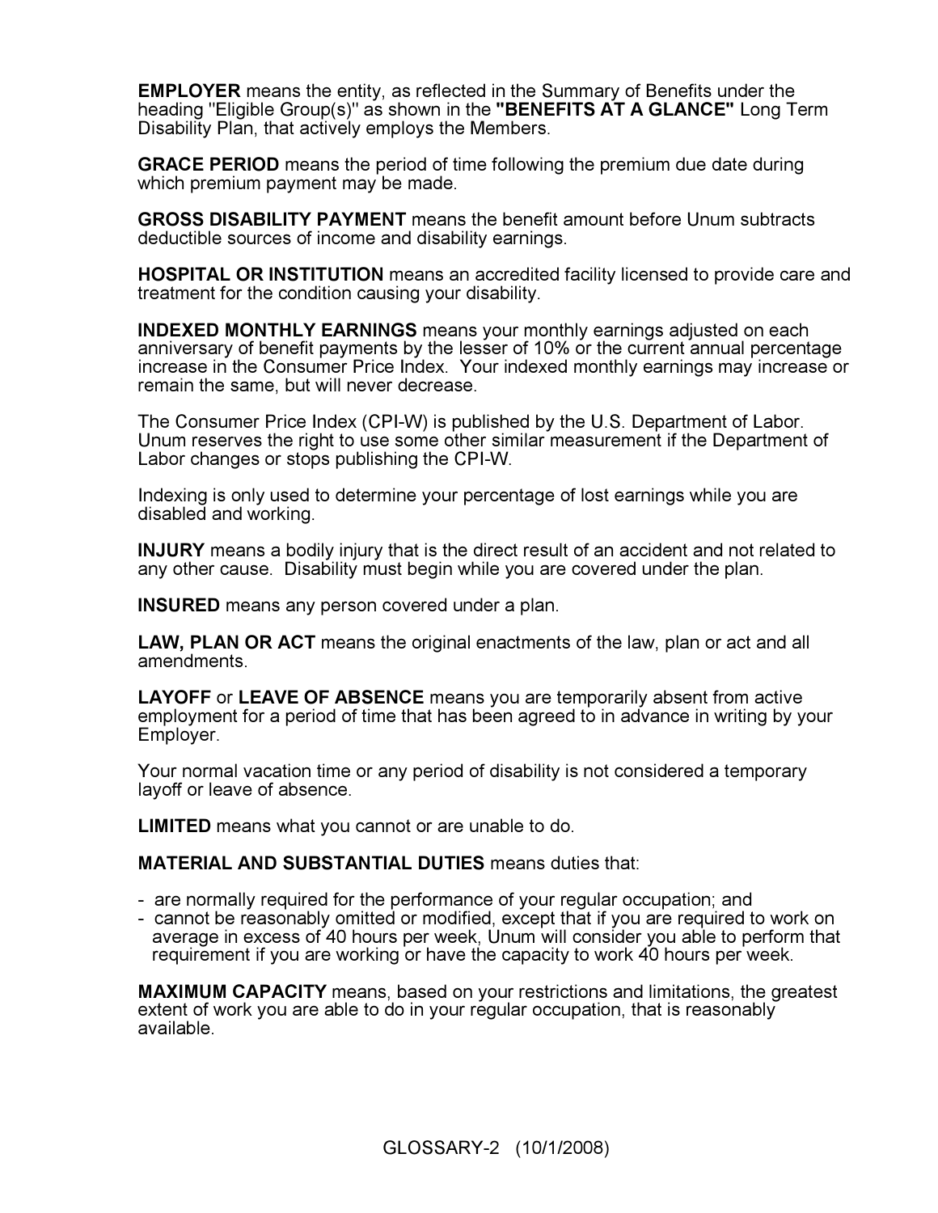**EMPLOYER** means the entity, as reflected in the Summary of Benefits under the heading "Eligible Group(s)" as shown in the **"BENEFITS AT A GLANCE"** Long Term Disability Plan, that actively employs the Members.

**GRACE PERIOD** means the period of time following the premium due date during which premium payment may be made.

**GROSS DISABILITY PAYMENT** means the benefit amount before Unum subtracts deductible sources of income and disability earnings.

**HOSPITAL OR INSTITUTION** means an accredited facility licensed to provide care and treatment for the condition causing your disability.

**INDEXED MONTHLY EARNINGS** means your monthly earnings adjusted on each anniversary of benefit payments by the lesser of 10% or the current annual percentage increase in the Consumer Price Index. Your indexed monthly earnings may increase or remain the same, but will never decrease.

The Consumer Price Index (CPI-W) is published by the U.S. Department of Labor. Unum reserves the right to use some other similar measurement if the Department of Labor changes or stops publishing the CPI-W.

Indexing is only used to determine your percentage of lost earnings while you are disabled and working.

**INJURY** means a bodily injury that is the direct result of an accident and not related to any other cause. Disability must begin while you are covered under the plan.

**INSURED** means any person covered under a plan.

**LAW, PLAN OR ACT** means the original enactments of the law, plan or act and all amendments.

**LAYOFF** or **LEAVE OF ABSENCE** means you are temporarily absent from active employment for a period of time that has been agreed to in advance in writing by your Employer.

Your normal vacation time or any period of disability is not considered a temporary layoff or leave of absence.

**LIMITED** means what you cannot or are unable to do.

**MATERIAL AND SUBSTANTIAL DUTIES** means duties that:

- are normally required for the performance of your regular occupation; and
- cannot be reasonably omitted or modified, except that if you are required to work on average in excess of 40 hours per week, Unum will consider you able to perform that requirement if you are working or have the capacity to work 40 hours per week.

**MAXIMUM CAPACITY** means, based on your restrictions and limitations, the greatest extent of work you are able to do in your regular occupation, that is reasonably available.

GLOSSARY-2 (10/1/2008)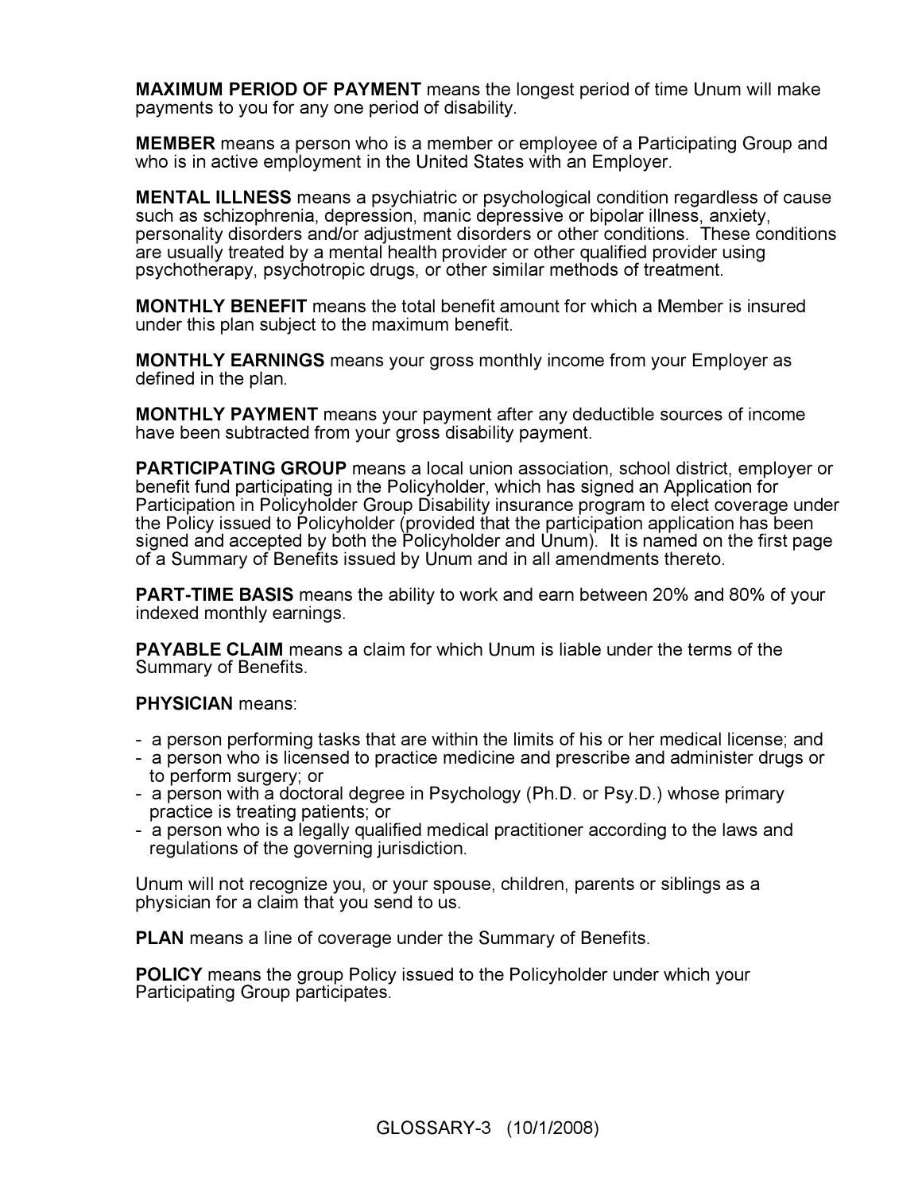**MAXIMUM PERIOD OF PAYMENT** means the longest period of time Unum will make payments to you for any one period of disability.

**MEMBER** means a person who is a member or employee of a Participating Group and who is in active employment in the United States with an Employer.

**MENTAL ILLNESS** means a psychiatric or psychological condition regardless of cause such as schizophrenia, depression, manic depressive or bipolar illness, anxiety, personality disorders and/or adjustment disorders or other conditions. These conditions are usually treated by a mental health provider or other qualified provider using psychotherapy, psychotropic drugs, or other similar methods of treatment.

**MONTHLY BENEFIT** means the total benefit amount for which a Member is insured under this plan subject to the maximum benefit.

**MONTHLY EARNINGS** means your gross monthly income from your Employer as defined in the plan.

**MONTHLY PAYMENT** means your payment after any deductible sources of income have been subtracted from your gross disability payment.

**PARTICIPATING GROUP** means a local union association, school district, employer or benefit fund participating in the Policyholder, which has signed an Application for Participation in Policyholder Group Disability insurance program to elect coverage under the Policy issued to Policyholder (provided that the participation application has been signed and accepted by both the Policyholder and Unum). It is named on the first page of a Summary of Benefits issued by Unum and in all amendments thereto.

**PART-TIME BASIS** means the ability to work and earn between 20% and 80% of your indexed monthly earnings.

**PAYABLE CLAIM** means a claim for which Unum is liable under the terms of the Summary of Benefits.

**PHYSICIAN** means:

- a person performing tasks that are within the limits of his or her medical license; and
- a person who is licensed to practice medicine and prescribe and administer drugs or to perform surgery; or
- a person with a doctoral degree in Psychology (Ph.D. or Psy.D.) whose primary practice is treating patients; or
- a person who is a legally qualified medical practitioner according to the laws and regulations of the governing jurisdiction.

Unum will not recognize you, or your spouse, children, parents or siblings as a physician for a claim that you send to us.

**PLAN** means a line of coverage under the Summary of Benefits.

**POLICY** means the group Policy issued to the Policyholder under which your Participating Group participates.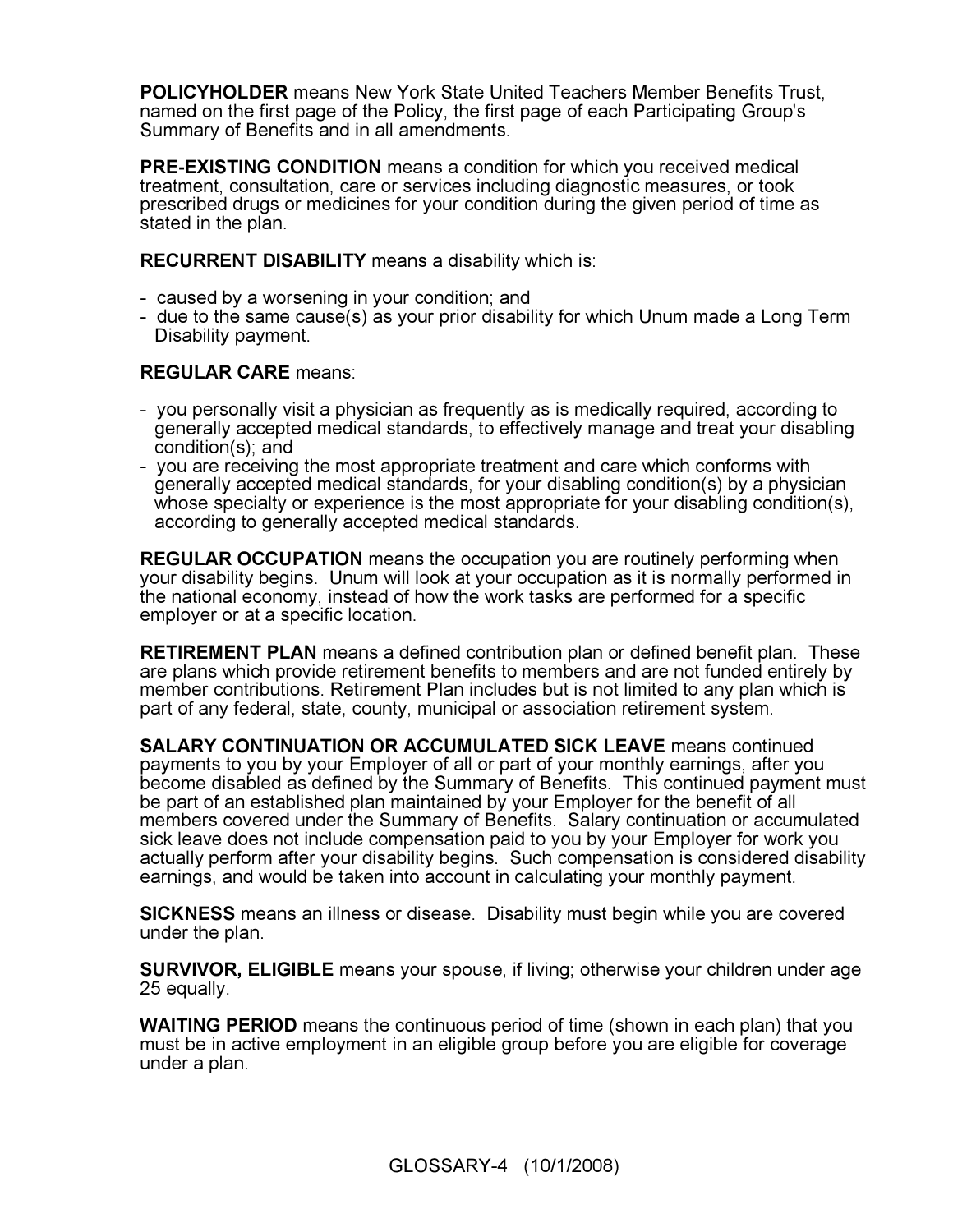**POLICYHOLDER** means New York State United Teachers Member Benefits Trust, named on the first page of the Policy, the first page of each Participating Group's Summary of Benefits and in all amendments.

**PRE-EXISTING CONDITION** means a condition for which you received medical treatment, consultation, care or services including diagnostic measures, or took prescribed drugs or medicines for your condition during the given period of time as stated in the plan.

**RECURRENT DISABILITY** means a disability which is:

- caused by a worsening in your condition; and
- due to the same cause(s) as your prior disability for which Unum made a Long Term Disability payment.

**REGULAR CARE** means:

- you personally visit a physician as frequently as is medically required, according to generally accepted medical standards, to effectively manage and treat your disabling condition(s); and
- you are receiving the most appropriate treatment and care which conforms with generally accepted medical standards, for your disabling condition(s) by a physician whose specialty or experience is the most appropriate for your disabling condition(s), according to generally accepted medical standards.

**REGULAR OCCUPATION** means the occupation you are routinely performing when your disability begins. Unum will look at your occupation as it is normally performed in the national economy, instead of how the work tasks are performed for a specific employer or at a specific location.

**RETIREMENT PLAN** means a defined contribution plan or defined benefit plan. These are plans which provide retirement benefits to members and are not funded entirely by member contributions. Retirement Plan includes but is not limited to any plan which is part of any federal, state, county, municipal or association retirement system.

**SALARY CONTINUATION OR ACCUMULATED SICK LEAVE** means continued payments to you by your Employer of all or part of your monthly earnings, after you become disabled as defined by the Summary of Benefits. This continued payment must be part of an established plan maintained by your Employer for the benefit of all members covered under the Summary of Benefits. Salary continuation or accumulated sick leave does not include compensation paid to you by your Employer for work you actually perform after your disability begins. Such compensation is considered disability earnings, and would be taken into account in calculating your monthly payment.

**SICKNESS** means an illness or disease. Disability must begin while you are covered under the plan.

**SURVIVOR, ELIGIBLE** means your spouse, if living; otherwise your children under age 25 equally.

**WAITING PERIOD** means the continuous period of time (shown in each plan) that you must be in active employment in an eligible group before you are eligible for coverage under a plan.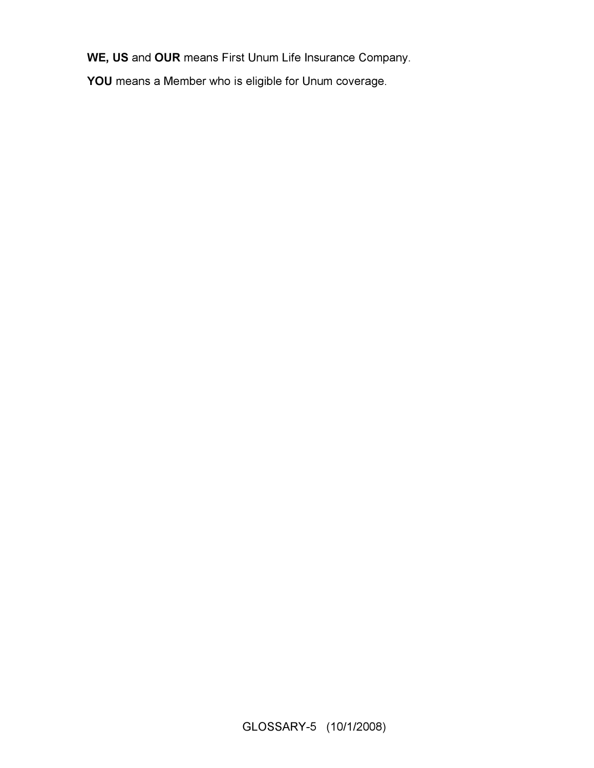**WE, US** and **OUR** means First Unum Life Insurance Company.

**YOU** means a Member who is eligible for Unum coverage.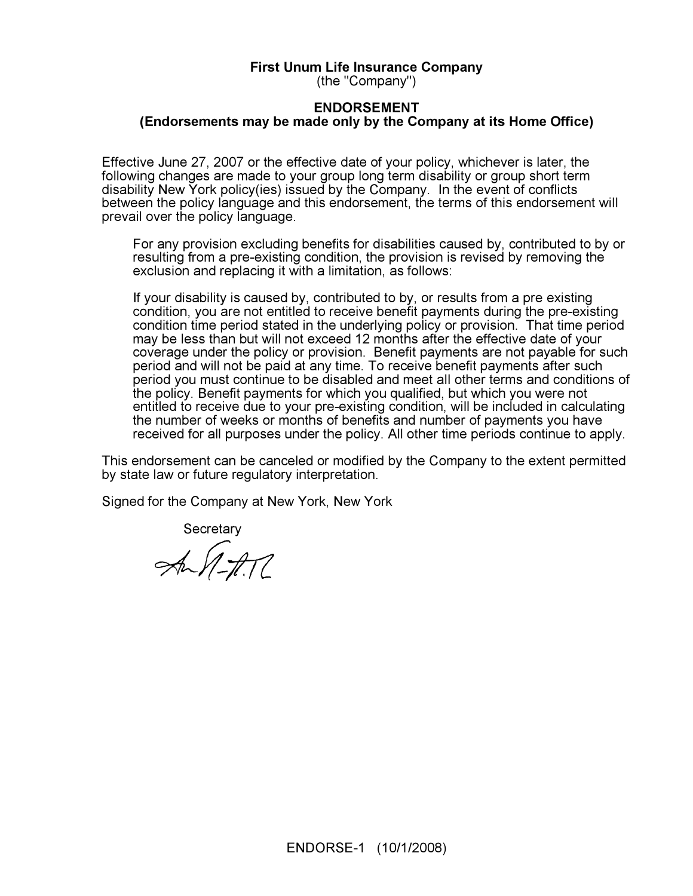**First Unum Life Insurance Company**
(the "Company")

**ENDORSEMENT**
**(Endorsements may be made only by the Company at its Home Office)**

Effective June 27, 2007 or the effective date of your policy, whichever is later, the following changes are made to your group long term disability or group short term disability New York policy(ies) issued by the Company. In the event of conflicts between the policy language and this endorsement, the terms of this endorsement will prevail over the policy language.

> For any provision excluding benefits for disabilities caused by, contributed to by or resulting from a pre-existing condition, the provision is revised by removing the exclusion and replacing it with a limitation, as follows:
>
> If your disability is caused by, contributed to by, or results from a pre existing condition, you are not entitled to receive benefit payments during the pre-existing condition time period stated in the underlying policy or provision. That time period may be less than but will not exceed 12 months after the effective date of your coverage under the policy or provision. Benefit payments are not payable for such period and will not be paid at any time. To receive benefit payments after such period you must continue to be disabled and meet all other terms and conditions of the policy. Benefit payments for which you qualified, but which you were not entitled to receive due to your pre-existing condition, will be included in calculating the number of weeks or months of benefits and number of payments you have received for all purposes under the policy. All other time periods continue to apply.

This endorsement can be canceled or modified by the Company to the extent permitted by state law or future regulatory interpretation.

Signed for the Company at New York, New York

Secretary

ENDORSE-1 (10/1/2008)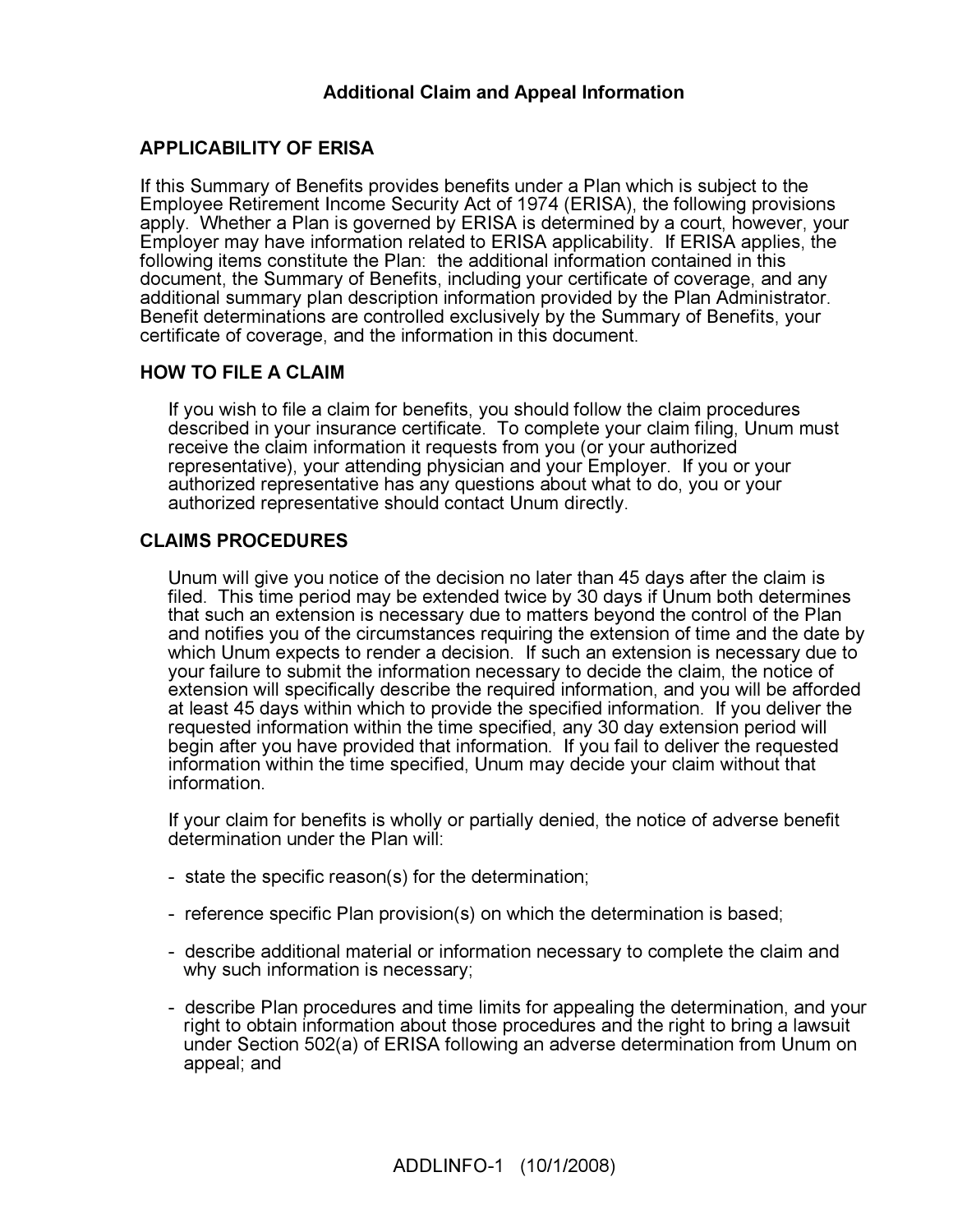## Additional Claim and Appeal Information

### APPLICABILITY OF ERISA

If this Summary of Benefits provides benefits under a Plan which is subject to the Employee Retirement Income Security Act of 1974 (ERISA), the following provisions apply. Whether a Plan is governed by ERISA is determined by a court, however, your Employer may have information related to ERISA applicability. If ERISA applies, the following items constitute the Plan: the additional information contained in this document, the Summary of Benefits, including your certificate of coverage, and any additional summary plan description information provided by the Plan Administrator. Benefit determinations are controlled exclusively by the Summary of Benefits, your certificate of coverage, and the information in this document.

### HOW TO FILE A CLAIM

If you wish to file a claim for benefits, you should follow the claim procedures described in your insurance certificate. To complete your claim filing, Unum must receive the claim information it requests from you (or your authorized representative), your attending physician and your Employer. If you or your authorized representative has any questions about what to do, you or your authorized representative should contact Unum directly.

### CLAIMS PROCEDURES

Unum will give you notice of the decision no later than 45 days after the claim is filed. This time period may be extended twice by 30 days if Unum both determines that such an extension is necessary due to matters beyond the control of the Plan and notifies you of the circumstances requiring the extension of time and the date by which Unum expects to render a decision. If such an extension is necessary due to your failure to submit the information necessary to decide the claim, the notice of extension will specifically describe the required information, and you will be afforded at least 45 days within which to provide the specified information. If you deliver the requested information within the time specified, any 30 day extension period will begin after you have provided that information. If you fail to deliver the requested information within the time specified, Unum may decide your claim without that information.

If your claim for benefits is wholly or partially denied, the notice of adverse benefit determination under the Plan will:

- state the specific reason(s) for the determination;
- reference specific Plan provision(s) on which the determination is based;
- describe additional material or information necessary to complete the claim and why such information is necessary;
- describe Plan procedures and time limits for appealing the determination, and your right to obtain information about those procedures and the right to bring a lawsuit under Section 502(a) of ERISA following an adverse determination from Unum on appeal; and

ADDLINFO-1 (10/1/2008)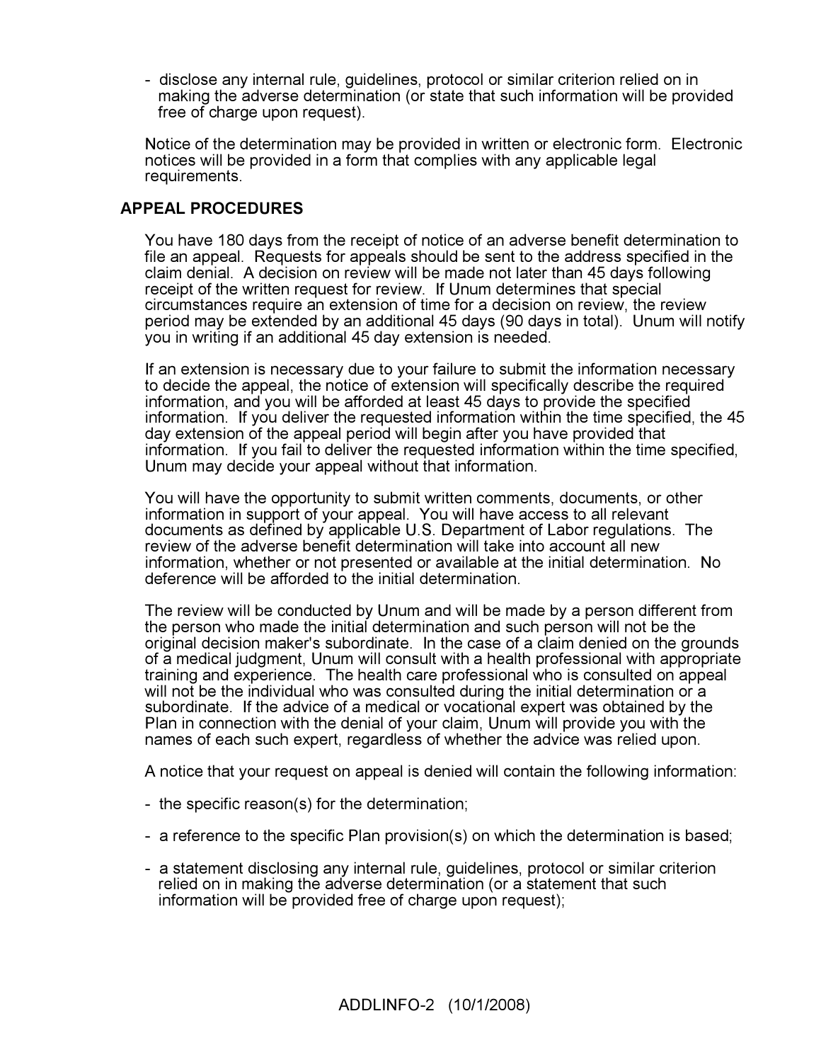- disclose any internal rule, guidelines, protocol or similar criterion relied on in making the adverse determination (or state that such information will be provided free of charge upon request).

Notice of the determination may be provided in written or electronic form. Electronic notices will be provided in a form that complies with any applicable legal requirements.

## APPEAL PROCEDURES

You have 180 days from the receipt of notice of an adverse benefit determination to file an appeal. Requests for appeals should be sent to the address specified in the claim denial. A decision on review will be made not later than 45 days following receipt of the written request for review. If Unum determines that special circumstances require an extension of time for a decision on review, the review period may be extended by an additional 45 days (90 days in total). Unum will notify you in writing if an additional 45 day extension is needed.

If an extension is necessary due to your failure to submit the information necessary to decide the appeal, the notice of extension will specifically describe the required information, and you will be afforded at least 45 days to provide the specified information. If you deliver the requested information within the time specified, the 45 day extension of the appeal period will begin after you have provided that information. If you fail to deliver the requested information within the time specified, Unum may decide your appeal without that information.

You will have the opportunity to submit written comments, documents, or other information in support of your appeal. You will have access to all relevant documents as defined by applicable U.S. Department of Labor regulations. The review of the adverse benefit determination will take into account all new information, whether or not presented or available at the initial determination. No deference will be afforded to the initial determination.

The review will be conducted by Unum and will be made by a person different from the person who made the initial determination and such person will not be the original decision maker's subordinate. In the case of a claim denied on the grounds of a medical judgment, Unum will consult with a health professional with appropriate training and experience. The health care professional who is consulted on appeal will not be the individual who was consulted during the initial determination or a subordinate. If the advice of a medical or vocational expert was obtained by the Plan in connection with the denial of your claim, Unum will provide you with the names of each such expert, regardless of whether the advice was relied upon.

A notice that your request on appeal is denied will contain the following information:

- the specific reason(s) for the determination;
- a reference to the specific Plan provision(s) on which the determination is based;
- a statement disclosing any internal rule, guidelines, protocol or similar criterion relied on in making the adverse determination (or a statement that such information will be provided free of charge upon request);

ADDLINFO-2 (10/1/2008)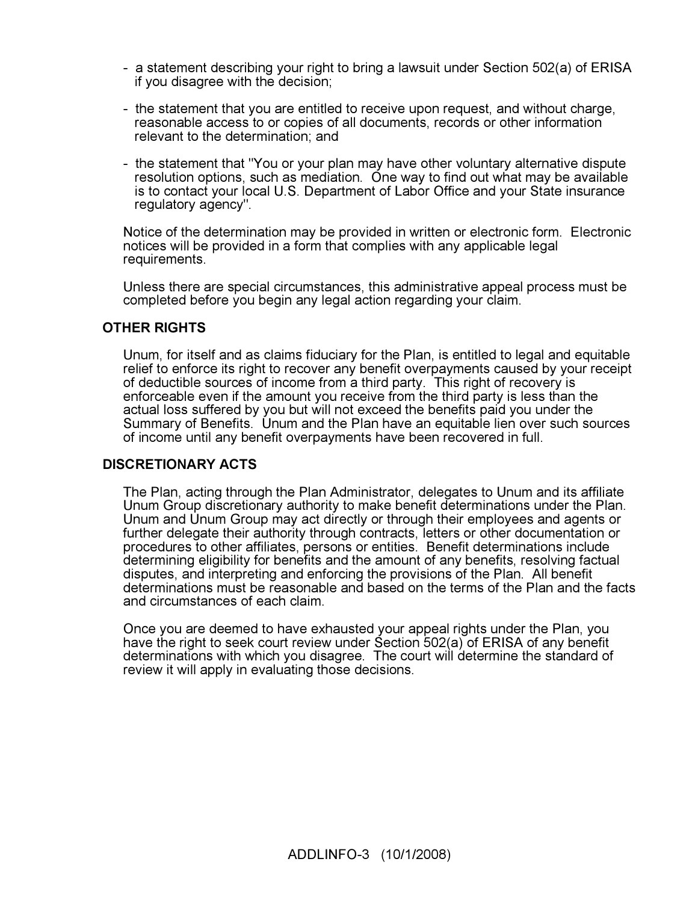- a statement describing your right to bring a lawsuit under Section 502(a) of ERISA if you disagree with the decision;
- the statement that you are entitled to receive upon request, and without charge, reasonable access to or copies of all documents, records or other information relevant to the determination; and
- the statement that "You or your plan may have other voluntary alternative dispute resolution options, such as mediation. One way to find out what may be available is to contact your local U.S. Department of Labor Office and your State insurance regulatory agency".

Notice of the determination may be provided in written or electronic form. Electronic notices will be provided in a form that complies with any applicable legal requirements.

Unless there are special circumstances, this administrative appeal process must be completed before you begin any legal action regarding your claim.

## OTHER RIGHTS

Unum, for itself and as claims fiduciary for the Plan, is entitled to legal and equitable relief to enforce its right to recover any benefit overpayments caused by your receipt of deductible sources of income from a third party. This right of recovery is enforceable even if the amount you receive from the third party is less than the actual loss suffered by you but will not exceed the benefits paid you under the Summary of Benefits. Unum and the Plan have an equitable lien over such sources of income until any benefit overpayments have been recovered in full.

## DISCRETIONARY ACTS

The Plan, acting through the Plan Administrator, delegates to Unum and its affiliate Unum Group discretionary authority to make benefit determinations under the Plan. Unum and Unum Group may act directly or through their employees and agents or further delegate their authority through contracts, letters or other documentation or procedures to other affiliates, persons or entities. Benefit determinations include determining eligibility for benefits and the amount of any benefits, resolving factual disputes, and interpreting and enforcing the provisions of the Plan. All benefit determinations must be reasonable and based on the terms of the Plan and the facts and circumstances of each claim.

Once you are deemed to have exhausted your appeal rights under the Plan, you have the right to seek court review under Section 502(a) of ERISA of any benefit determinations with which you disagree. The court will determine the standard of review it will apply in evaluating those decisions.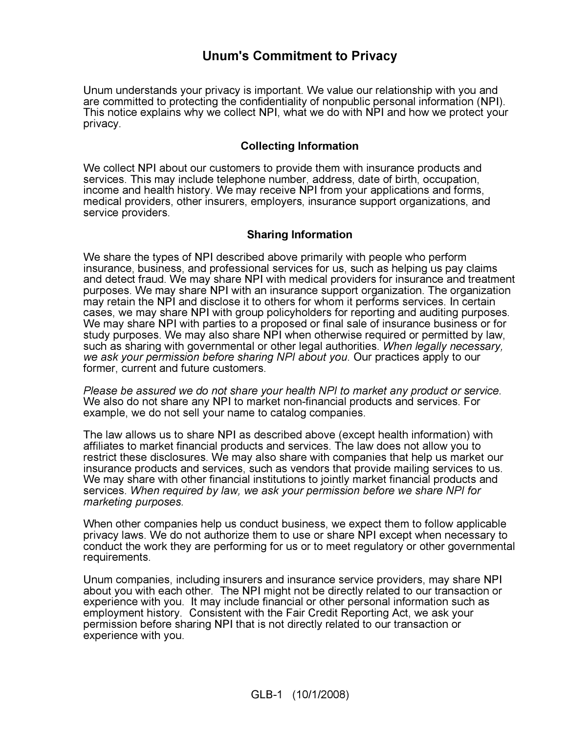# Unum's Commitment to Privacy

Unum understands your privacy is important. We value our relationship with you and are committed to protecting the confidentiality of nonpublic personal information (NPI). This notice explains why we collect NPI, what we do with NPI and how we protect your privacy.

## Collecting Information

We collect NPI about our customers to provide them with insurance products and services. This may include telephone number, address, date of birth, occupation, income and health history. We may receive NPI from your applications and forms, medical providers, other insurers, employers, insurance support organizations, and service providers.

## Sharing Information

We share the types of NPI described above primarily with people who perform insurance, business, and professional services for us, such as helping us pay claims and detect fraud. We may share NPI with medical providers for insurance and treatment purposes. We may share NPI with an insurance support organization. The organization may retain the NPI and disclose it to others for whom it performs services. In certain cases, we may share NPI with group policyholders for reporting and auditing purposes. We may share NPI with parties to a proposed or final sale of insurance business or for study purposes. We may also share NPI when otherwise required or permitted by law, such as sharing with governmental or other legal authorities. *When legally necessary, we ask your permission before sharing NPI about you.* Our practices apply to our former, current and future customers.

*Please be assured we do not share your health NPI to market any product or service.* We also do not share any NPI to market non-financial products and services. For example, we do not sell your name to catalog companies.

The law allows us to share NPI as described above (except health information) with affiliates to market financial products and services. The law does not allow you to restrict these disclosures. We may also share with companies that help us market our insurance products and services, such as vendors that provide mailing services to us. We may share with other financial institutions to jointly market financial products and services. *When required by law, we ask your permission before we share NPI for marketing purposes.*

When other companies help us conduct business, we expect them to follow applicable privacy laws. We do not authorize them to use or share NPI except when necessary to conduct the work they are performing for us or to meet regulatory or other governmental requirements.

Unum companies, including insurers and insurance service providers, may share NPI about you with each other. The NPI might not be directly related to our transaction or experience with you. It may include financial or other personal information such as employment history. Consistent with the Fair Credit Reporting Act, we ask your permission before sharing NPI that is not directly related to our transaction or experience with you.

GLB-1 (10/1/2008)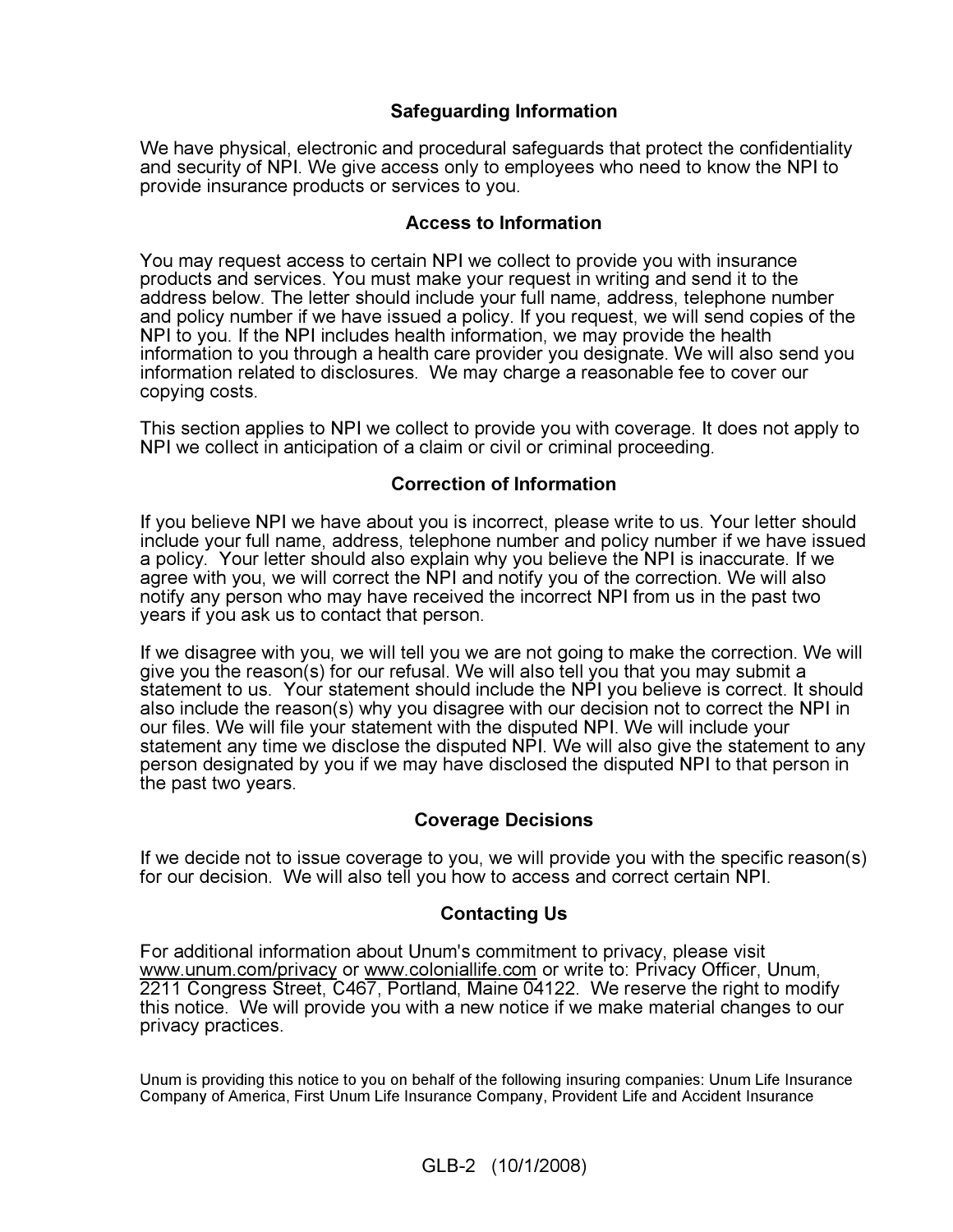## Safeguarding Information

We have physical, electronic and procedural safeguards that protect the confidentiality and security of NPI. We give access only to employees who need to know the NPI to provide insurance products or services to you.

## Access to Information

You may request access to certain NPI we collect to provide you with insurance products and services. You must make your request in writing and send it to the address below. The letter should include your full name, address, telephone number and policy number if we have issued a policy. If you request, we will send copies of the NPI to you. If the NPI includes health information, we may provide the health information to you through a health care provider you designate. We will also send you information related to disclosures. We may charge a reasonable fee to cover our copying costs.

This section applies to NPI we collect to provide you with coverage. It does not apply to NPI we collect in anticipation of a claim or civil or criminal proceeding.

## Correction of Information

If you believe NPI we have about you is incorrect, please write to us. Your letter should include your full name, address, telephone number and policy number if we have issued a policy. Your letter should also explain why you believe the NPI is inaccurate. If we agree with you, we will correct the NPI and notify you of the correction. We will also notify any person who may have received the incorrect NPI from us in the past two years if you ask us to contact that person.

If we disagree with you, we will tell you we are not going to make the correction. We will give you the reason(s) for our refusal. We will also tell you that you may submit a statement to us. Your statement should include the NPI you believe is correct. It should also include the reason(s) why you disagree with our decision not to correct the NPI in our files. We will file your statement with the disputed NPI. We will include your statement any time we disclose the disputed NPI. We will also give the statement to any person designated by you if we may have disclosed the disputed NPI to that person in the past two years.

## Coverage Decisions

If we decide not to issue coverage to you, we will provide you with the specific reason(s) for our decision. We will also tell you how to access and correct certain NPI.

## Contacting Us

For additional information about Unum's commitment to privacy, please visit www.unum.com/privacy or www.coloniallife.com or write to: Privacy Officer, Unum, 2211 Congress Street, C467, Portland, Maine 04122. We reserve the right to modify this notice. We will provide you with a new notice if we make material changes to our privacy practices.

Unum is providing this notice to you on behalf of the following insuring companies: Unum Life Insurance Company of America, First Unum Life Insurance Company, Provident Life and Accident Insurance

GLB-2 (10/1/2008)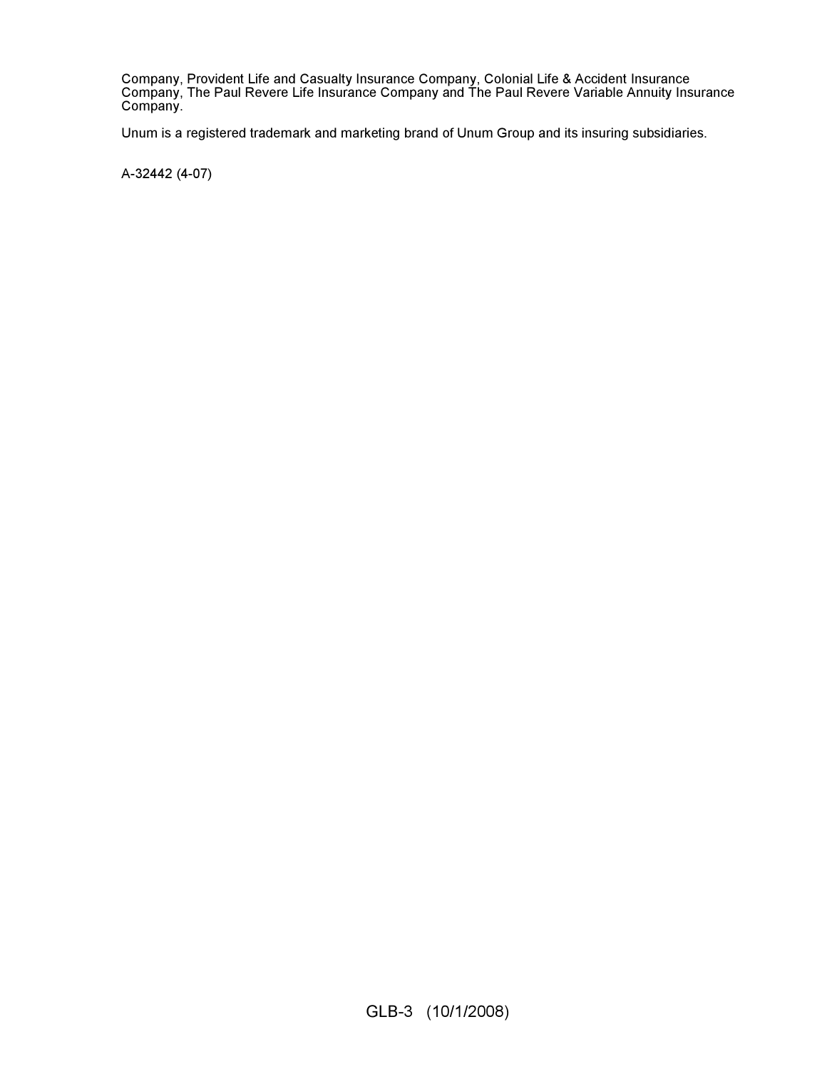Company, Provident Life and Casualty Insurance Company, Colonial Life & Accident Insurance Company, The Paul Revere Life Insurance Company and The Paul Revere Variable Annuity Insurance Company.

Unum is a registered trademark and marketing brand of Unum Group and its insuring subsidiaries.

A-32442 (4-07)